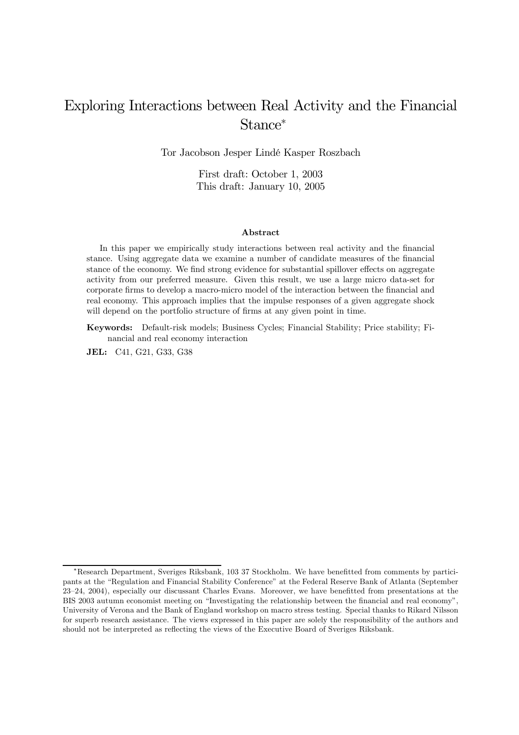# Exploring Interactions between Real Activity and the Financial Stance*

Tor Jacobson Jesper Lindé Kasper Roszbach

First draft: October 1, 2003
This draft: January 10, 2005

### Abstract

In this paper we empirically study interactions between real activity and the financial stance. Using aggregate data we examine a number of candidate measures of the financial stance of the economy. We find strong evidence for substantial spillover effects on aggregate activity from our preferred measure. Given this result, we use a large micro data-set for corporate firms to develop a macro-micro model of the interaction between the financial and real economy. This approach implies that the impulse responses of a given aggregate shock will depend on the portfolio structure of firms at any given point in time.

**Keywords:** Default-risk models; Business Cycles; Financial Stability; Price stability; Financial and real economy interaction

**JEL:** C41, G21, G33, G38

---

*Research Department, Sveriges Riksbank, 103 37 Stockholm. We have benefitted from comments by participants at the "Regulation and Financial Stability Conference" at the Federal Reserve Bank of Atlanta (September 23–24, 2004), especially our discussant Charles Evans. Moreover, we have benefitted from presentations at the BIS 2003 autumn economist meeting on "Investigating the relationship between the financial and real economy", University of Verona and the Bank of England workshop on macro stress testing. Special thanks to Rikard Nilsson for superb research assistance. The views expressed in this paper are solely the responsibility of the authors and should not be interpreted as reflecting the views of the Executive Board of Sveriges Riksbank.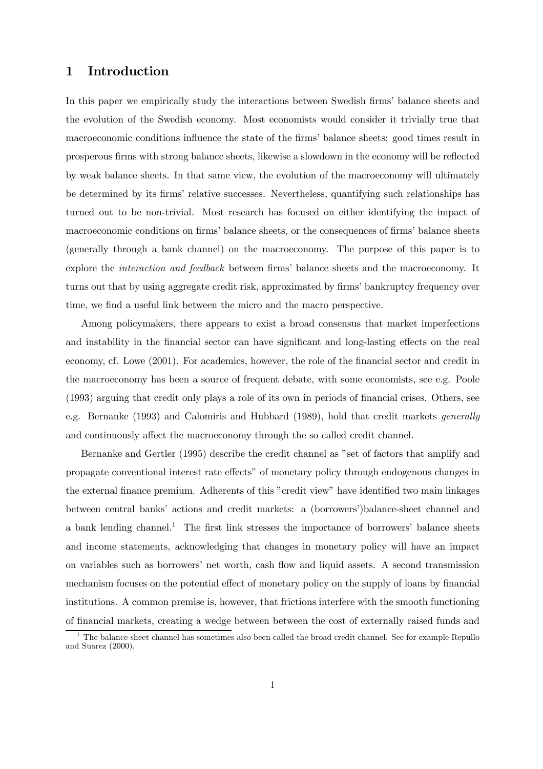# 1 Introduction

In this paper we empirically study the interactions between Swedish firms' balance sheets and the evolution of the Swedish economy. Most economists would consider it trivially true that macroeconomic conditions influence the state of the firms' balance sheets: good times result in prosperous firms with strong balance sheets, likewise a slowdown in the economy will be reflected by weak balance sheets. In that same view, the evolution of the macroeconomy will ultimately be determined by its firms' relative successes. Nevertheless, quantifying such relationships has turned out to be non-trivial. Most research has focused on either identifying the impact of macroeconomic conditions on firms' balance sheets, or the consequences of firms' balance sheets (generally through a bank channel) on the macroeconomy. The purpose of this paper is to explore the *interaction and feedback* between firms' balance sheets and the macroeconomy. It turns out that by using aggregate credit risk, approximated by firms' bankruptcy frequency over time, we find a useful link between the micro and the macro perspective.

Among policymakers, there appears to exist a broad consensus that market imperfections and instability in the financial sector can have significant and long-lasting effects on the real economy, cf. Lowe (2001). For academics, however, the role of the financial sector and credit in the macroeconomy has been a source of frequent debate, with some economists, see e.g. Poole (1993) arguing that credit only plays a role of its own in periods of financial crises. Others, see e.g. Bernanke (1993) and Calomiris and Hubbard (1989), hold that credit markets *generally* and continuously affect the macroeconomy through the so called credit channel.

Bernanke and Gertler (1995) describe the credit channel as "set of factors that amplify and propagate conventional interest rate effects" of monetary policy through endogenous changes in the external finance premium. Adherents of this "credit view" have identified two main linkages between central banks' actions and credit markets: a (borrowers')balance-sheet channel and a bank lending channel.[1] The first link stresses the importance of borrowers' balance sheets and income statements, acknowledging that changes in monetary policy will have an impact on variables such as borrowers' net worth, cash flow and liquid assets. A second transmission mechanism focuses on the potential effect of monetary policy on the supply of loans by financial institutions. A common premise is, however, that frictions interfere with the smooth functioning of financial markets, creating a wedge between between the cost of externally raised funds and

[1] The balance sheet channel has sometimes also been called the broad credit channel. See for example Repullo and Suarez (2000).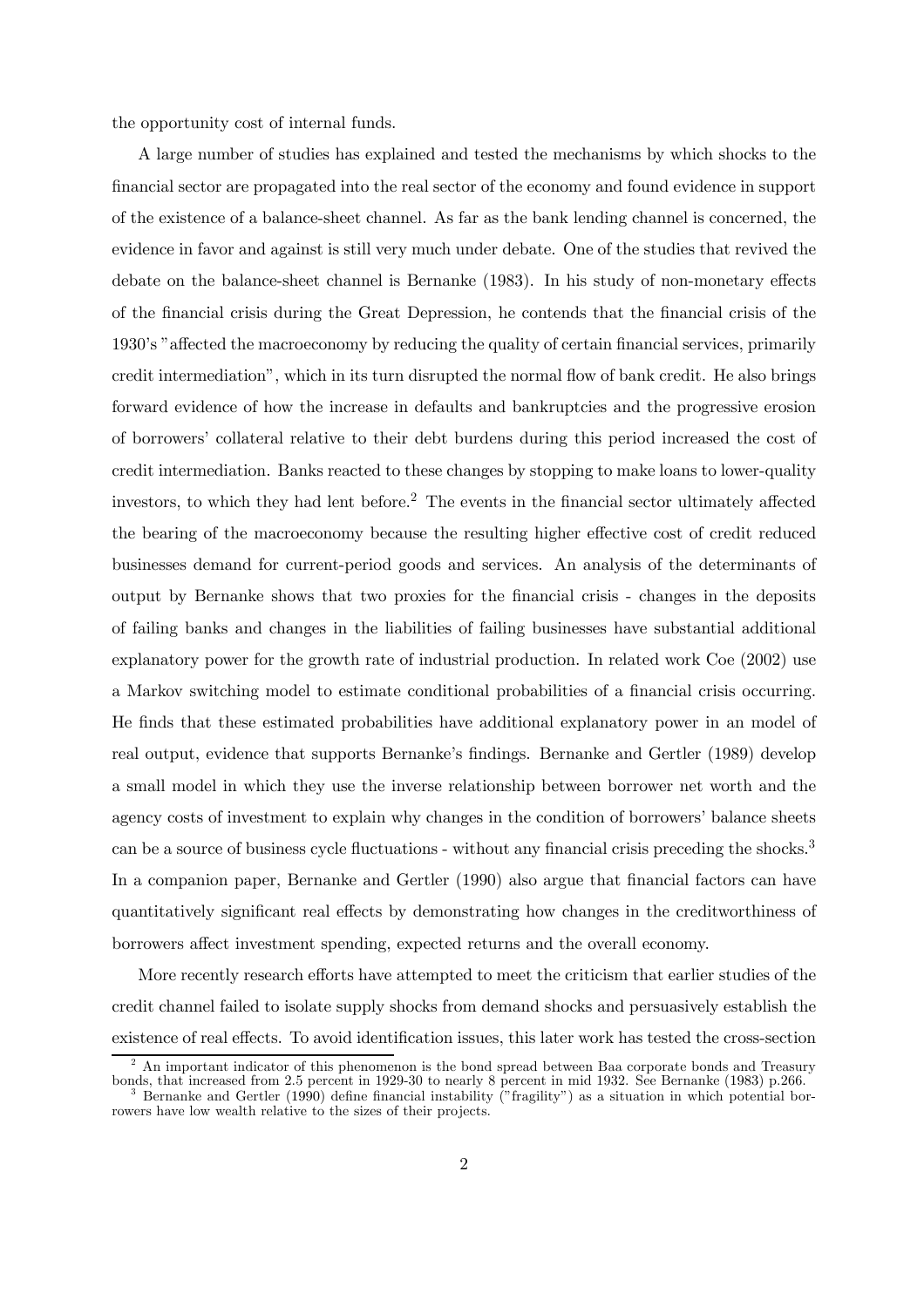the opportunity cost of internal funds.

A large number of studies has explained and tested the mechanisms by which shocks to the financial sector are propagated into the real sector of the economy and found evidence in support of the existence of a balance-sheet channel. As far as the bank lending channel is concerned, the evidence in favor and against is still very much under debate. One of the studies that revived the debate on the balance-sheet channel is Bernanke (1983). In his study of non-monetary effects of the financial crisis during the Great Depression, he contends that the financial crisis of the 1930's "affected the macroeconomy by reducing the quality of certain financial services, primarily credit intermediation", which in its turn disrupted the normal flow of bank credit. He also brings forward evidence of how the increase in defaults and bankruptcies and the progressive erosion of borrowers' collateral relative to their debt burdens during this period increased the cost of credit intermediation. Banks reacted to these changes by stopping to make loans to lower-quality investors, to which they had lent before.[2] The events in the financial sector ultimately affected the bearing of the macroeconomy because the resulting higher effective cost of credit reduced businesses demand for current-period goods and services. An analysis of the determinants of output by Bernanke shows that two proxies for the financial crisis - changes in the deposits of failing banks and changes in the liabilities of failing businesses have substantial additional explanatory power for the growth rate of industrial production. In related work Coe (2002) use a Markov switching model to estimate conditional probabilities of a financial crisis occurring. He finds that these estimated probabilities have additional explanatory power in an model of real output, evidence that supports Bernanke's findings. Bernanke and Gertler (1989) develop a small model in which they use the inverse relationship between borrower net worth and the agency costs of investment to explain why changes in the condition of borrowers' balance sheets can be a source of business cycle fluctuations - without any financial crisis preceding the shocks.[3] In a companion paper, Bernanke and Gertler (1990) also argue that financial factors can have quantitatively significant real effects by demonstrating how changes in the creditworthiness of borrowers affect investment spending, expected returns and the overall economy.

More recently research efforts have attempted to meet the criticism that earlier studies of the credit channel failed to isolate supply shocks from demand shocks and persuasively establish the existence of real effects. To avoid identification issues, this later work has tested the cross-section

[2] An important indicator of this phenomenon is the bond spread between Baa corporate bonds and Treasury bonds, that increased from 2.5 percent in 1929-30 to nearly 8 percent in mid 1932. See Bernanke (1983) p.266.

[3] Bernanke and Gertler (1990) define financial instability ("fragility") as a situation in which potential borrowers have low wealth relative to the sizes of their projects.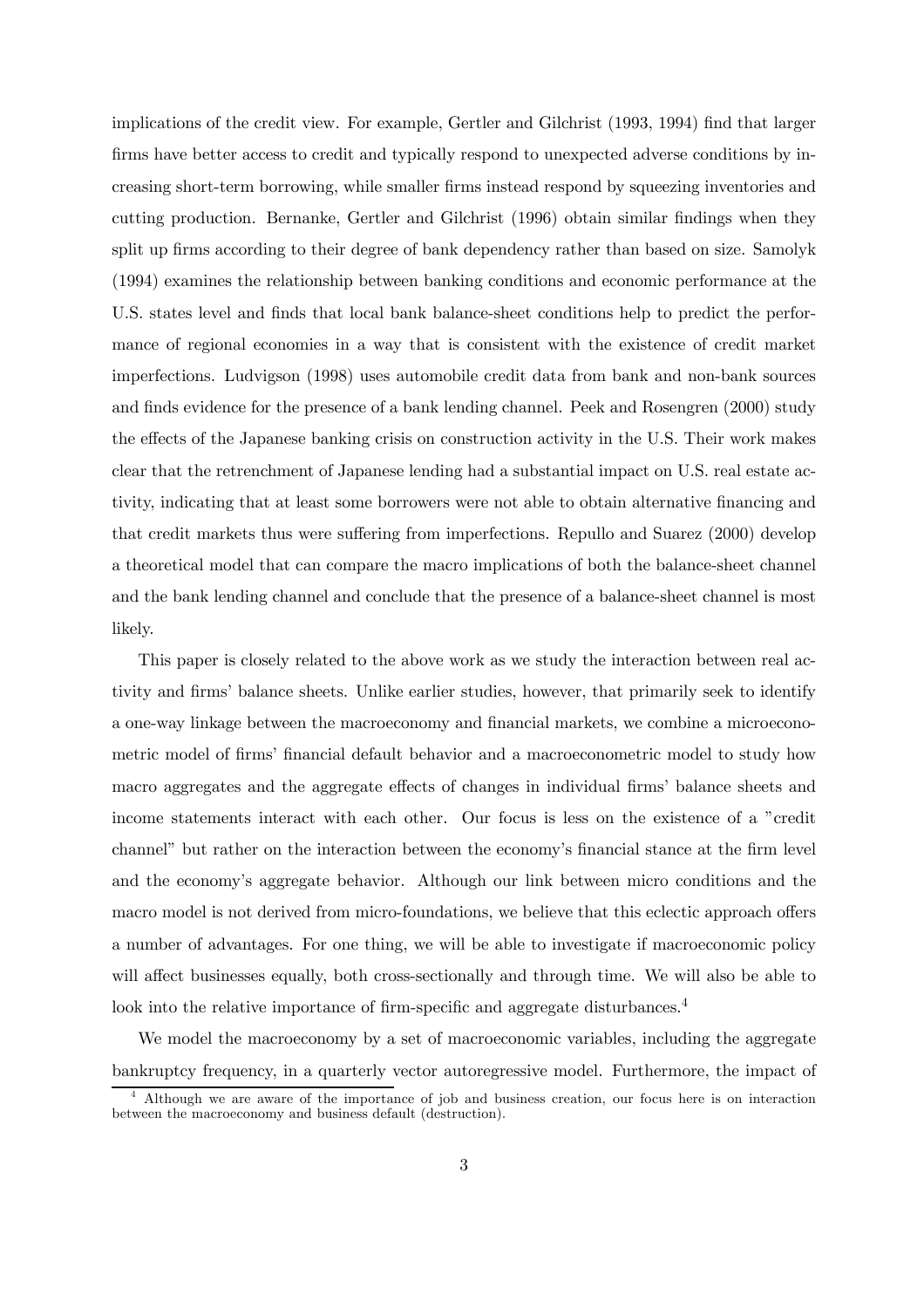implications of the credit view. For example, Gertler and Gilchrist (1993, 1994) find that larger firms have better access to credit and typically respond to unexpected adverse conditions by increasing short-term borrowing, while smaller firms instead respond by squeezing inventories and cutting production. Bernanke, Gertler and Gilchrist (1996) obtain similar findings when they split up firms according to their degree of bank dependency rather than based on size. Samolyk (1994) examines the relationship between banking conditions and economic performance at the U.S. states level and finds that local bank balance-sheet conditions help to predict the performance of regional economies in a way that is consistent with the existence of credit market imperfections. Ludvigson (1998) uses automobile credit data from bank and non-bank sources and finds evidence for the presence of a bank lending channel. Peek and Rosengren (2000) study the effects of the Japanese banking crisis on construction activity in the U.S. Their work makes clear that the retrenchment of Japanese lending had a substantial impact on U.S. real estate activity, indicating that at least some borrowers were not able to obtain alternative financing and that credit markets thus were suffering from imperfections. Repullo and Suarez (2000) develop a theoretical model that can compare the macro implications of both the balance-sheet channel and the bank lending channel and conclude that the presence of a balance-sheet channel is most likely.

This paper is closely related to the above work as we study the interaction between real activity and firms' balance sheets. Unlike earlier studies, however, that primarily seek to identify a one-way linkage between the macroeconomy and financial markets, we combine a microeconometric model of firms' financial default behavior and a macroeconometric model to study how macro aggregates and the aggregate effects of changes in individual firms' balance sheets and income statements interact with each other. Our focus is less on the existence of a "credit channel" but rather on the interaction between the economy's financial stance at the firm level and the economy's aggregate behavior. Although our link between micro conditions and the macro model is not derived from micro-foundations, we believe that this eclectic approach offers a number of advantages. For one thing, we will be able to investigate if macroeconomic policy will affect businesses equally, both cross-sectionally and through time. We will also be able to look into the relative importance of firm-specific and aggregate disturbances.[4]

We model the macroeconomy by a set of macroeconomic variables, including the aggregate bankruptcy frequency, in a quarterly vector autoregressive model. Furthermore, the impact of

[4] Although we are aware of the importance of job and business creation, our focus here is on interaction between the macroeconomy and business default (destruction).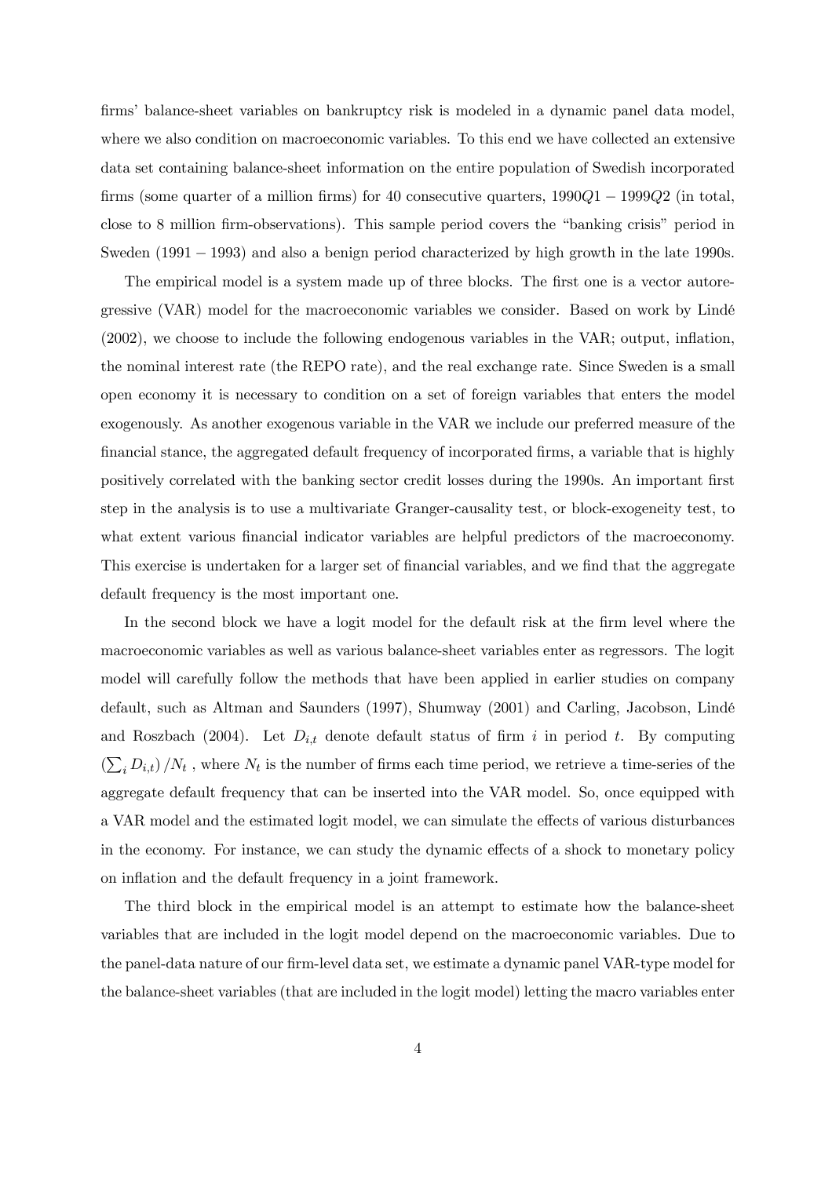firms' balance-sheet variables on bankruptcy risk is modeled in a dynamic panel data model, where we also condition on macroeconomic variables. To this end we have collected an extensive data set containing balance-sheet information on the entire population of Swedish incorporated firms (some quarter of a million firms) for 40 consecutive quarters, $1990Q1-1999Q2$ (in total, close to 8 million firm-observations). This sample period covers the "banking crisis" period in Sweden ($1991-1993$) and also a benign period characterized by high growth in the late 1990s.

The empirical model is a system made up of three blocks. The first one is a vector autoregressive (VAR) model for the macroeconomic variables we consider. Based on work by Lindé (2002), we choose to include the following endogenous variables in the VAR; output, inflation, the nominal interest rate (the REPO rate), and the real exchange rate. Since Sweden is a small open economy it is necessary to condition on a set of foreign variables that enters the model exogenously. As another exogenous variable in the VAR we include our preferred measure of the financial stance, the aggregated default frequency of incorporated firms, a variable that is highly positively correlated with the banking sector credit losses during the 1990s. An important first step in the analysis is to use a multivariate Granger-causality test, or block-exogeneity test, to what extent various financial indicator variables are helpful predictors of the macroeconomy. This exercise is undertaken for a larger set of financial variables, and we find that the aggregate default frequency is the most important one.

In the second block we have a logit model for the default risk at the firm level where the macroeconomic variables as well as various balance-sheet variables enter as regressors. The logit model will carefully follow the methods that have been applied in earlier studies on company default, such as Altman and Saunders (1997), Shumway (2001) and Carling, Jacobson, Lindé and Roszbach (2004). Let $D_{i,t}$ denote default status of firm $i$ in period $t$. By computing $\left(\sum_i D_{i,t}\right)/N_t$ , where $N_t$ is the number of firms each time period, we retrieve a time-series of the aggregate default frequency that can be inserted into the VAR model. So, once equipped with a VAR model and the estimated logit model, we can simulate the effects of various disturbances in the economy. For instance, we can study the dynamic effects of a shock to monetary policy on inflation and the default frequency in a joint framework.

The third block in the empirical model is an attempt to estimate how the balance-sheet variables that are included in the logit model depend on the macroeconomic variables. Due to the panel-data nature of our firm-level data set, we estimate a dynamic panel VAR-type model for the balance-sheet variables (that are included in the logit model) letting the macro variables enter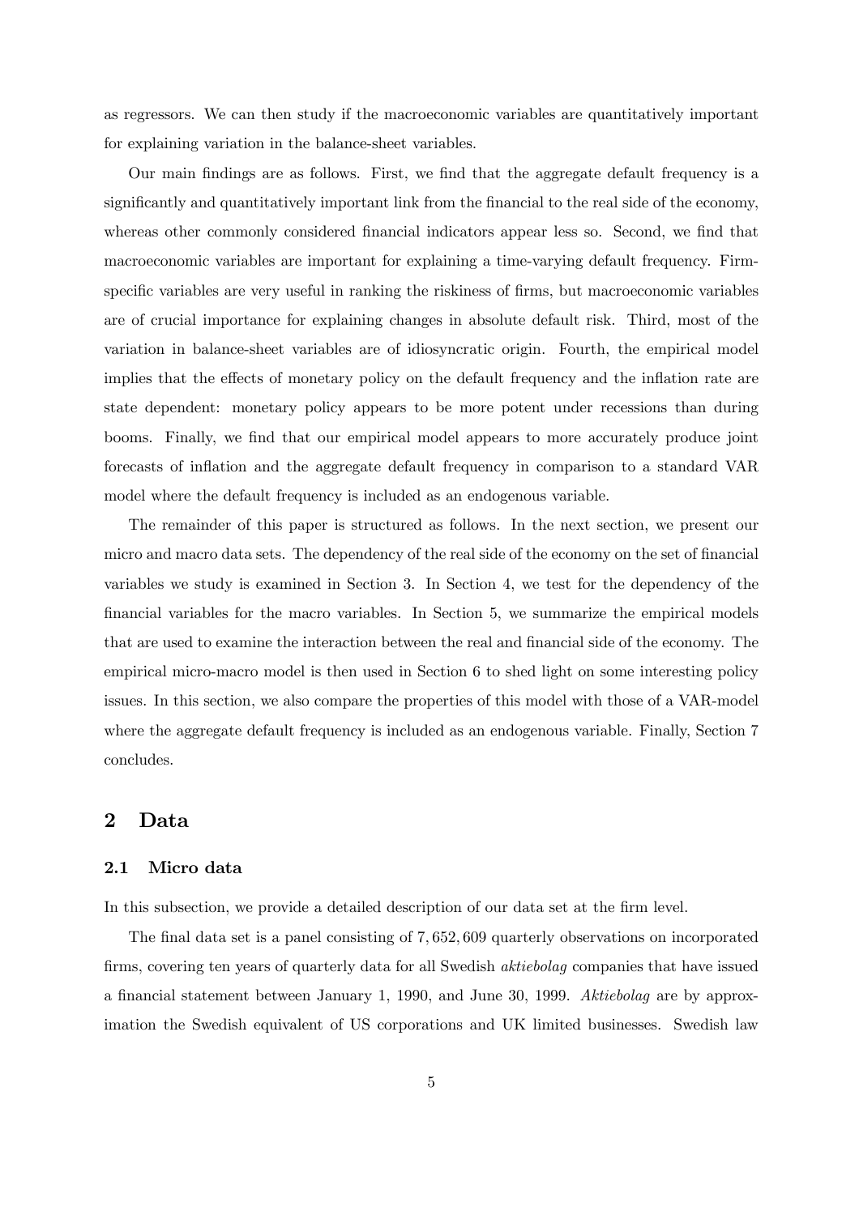as regressors. We can then study if the macroeconomic variables are quantitatively important for explaining variation in the balance-sheet variables.

Our main findings are as follows. First, we find that the aggregate default frequency is a significantly and quantitatively important link from the financial to the real side of the economy, whereas other commonly considered financial indicators appear less so. Second, we find that macroeconomic variables are important for explaining a time-varying default frequency. Firm-specific variables are very useful in ranking the riskiness of firms, but macroeconomic variables are of crucial importance for explaining changes in absolute default risk. Third, most of the variation in balance-sheet variables are of idiosyncratic origin. Fourth, the empirical model implies that the effects of monetary policy on the default frequency and the inflation rate are state dependent: monetary policy appears to be more potent under recessions than during booms. Finally, we find that our empirical model appears to more accurately produce joint forecasts of inflation and the aggregate default frequency in comparison to a standard VAR model where the default frequency is included as an endogenous variable.

The remainder of this paper is structured as follows. In the next section, we present our micro and macro data sets. The dependency of the real side of the economy on the set of financial variables we study is examined in Section 3. In Section 4, we test for the dependency of the financial variables for the macro variables. In Section 5, we summarize the empirical models that are used to examine the interaction between the real and financial side of the economy. The empirical micro-macro model is then used in Section 6 to shed light on some interesting policy issues. In this section, we also compare the properties of this model with those of a VAR-model where the aggregate default frequency is included as an endogenous variable. Finally, Section 7 concludes.

## 2 Data

### 2.1 Micro data

In this subsection, we provide a detailed description of our data set at the firm level.

The final data set is a panel consisting of 7,652,609 quarterly observations on incorporated firms, covering ten years of quarterly data for all Swedish *aktiebolag* companies that have issued a financial statement between January 1, 1990, and June 30, 1999. *Aktiebolag* are by approximation the Swedish equivalent of US corporations and UK limited businesses. Swedish law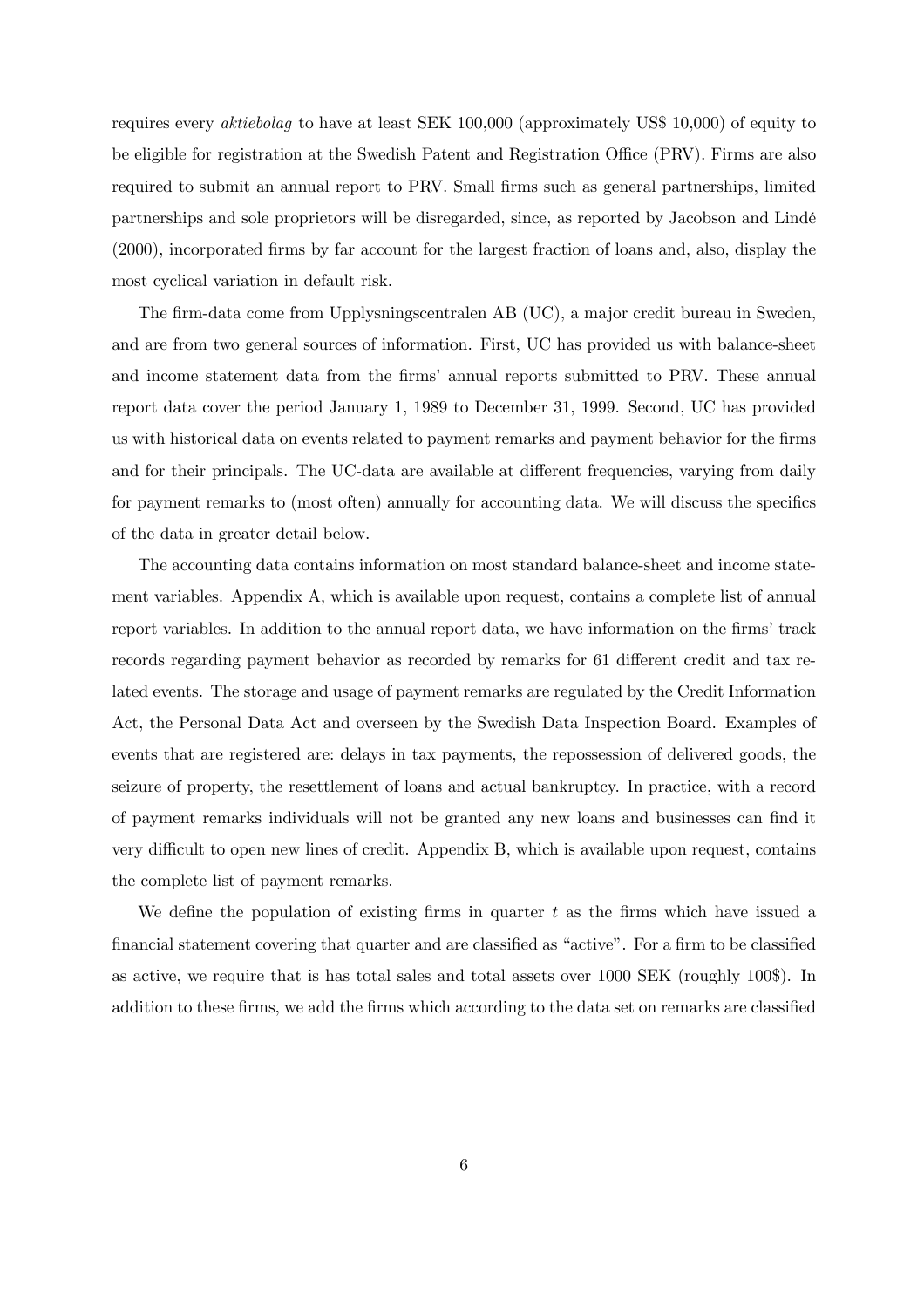requires every *aktiebolag* to have at least SEK 100,000 (approximately US$ 10,000) of equity to be eligible for registration at the Swedish Patent and Registration Office (PRV). Firms are also required to submit an annual report to PRV. Small firms such as general partnerships, limited partnerships and sole proprietors will be disregarded, since, as reported by Jacobson and Lindé (2000), incorporated firms by far account for the largest fraction of loans and, also, display the most cyclical variation in default risk.

The firm-data come from Upplysningscentralen AB (UC), a major credit bureau in Sweden, and are from two general sources of information. First, UC has provided us with balance-sheet and income statement data from the firms' annual reports submitted to PRV. These annual report data cover the period January 1, 1989 to December 31, 1999. Second, UC has provided us with historical data on events related to payment remarks and payment behavior for the firms and for their principals. The UC-data are available at different frequencies, varying from daily for payment remarks to (most often) annually for accounting data. We will discuss the specifics of the data in greater detail below.

The accounting data contains information on most standard balance-sheet and income statement variables. Appendix A, which is available upon request, contains a complete list of annual report variables. In addition to the annual report data, we have information on the firms' track records regarding payment behavior as recorded by remarks for 61 different credit and tax related events. The storage and usage of payment remarks are regulated by the Credit Information Act, the Personal Data Act and overseen by the Swedish Data Inspection Board. Examples of events that are registered are: delays in tax payments, the repossession of delivered goods, the seizure of property, the resettlement of loans and actual bankruptcy. In practice, with a record of payment remarks individuals will not be granted any new loans and businesses can find it very difficult to open new lines of credit. Appendix B, which is available upon request, contains the complete list of payment remarks.

We define the population of existing firms in quarter $t$ as the firms which have issued a financial statement covering that quarter and are classified as "active". For a firm to be classified as active, we require that is has total sales and total assets over 1000 SEK (roughly 100$). In addition to these firms, we add the firms which according to the data set on remarks are classified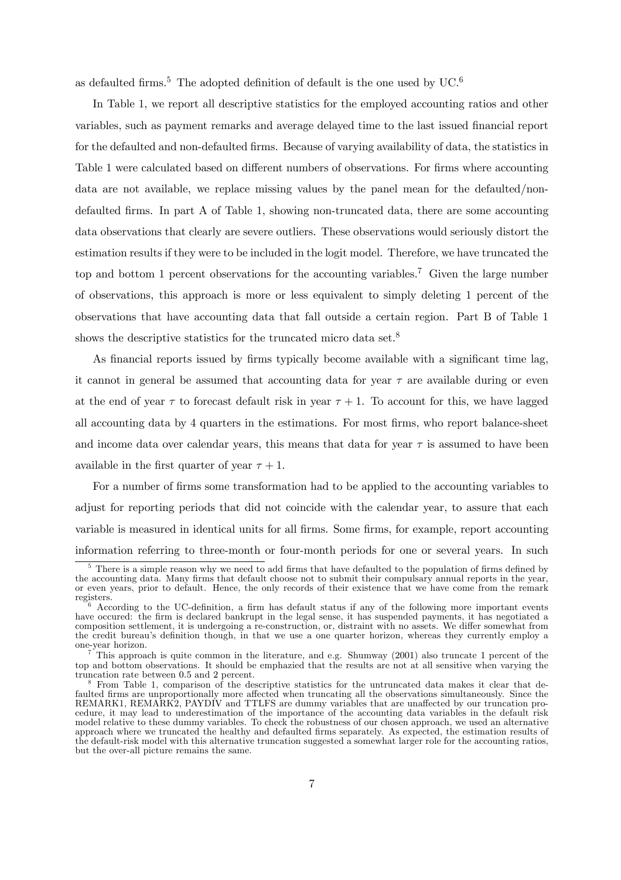as defaulted firms.[5] The adopted definition of default is the one used by UC.[6]

In Table 1, we report all descriptive statistics for the employed accounting ratios and other variables, such as payment remarks and average delayed time to the last issued financial report for the defaulted and non-defaulted firms. Because of varying availability of data, the statistics in Table 1 were calculated based on different numbers of observations. For firms where accounting data are not available, we replace missing values by the panel mean for the defaulted/non-defaulted firms. In part A of Table 1, showing non-truncated data, there are some accounting data observations that clearly are severe outliers. These observations would seriously distort the estimation results if they were to be included in the logit model. Therefore, we have truncated the top and bottom 1 percent observations for the accounting variables.[7] Given the large number of observations, this approach is more or less equivalent to simply deleting 1 percent of the observations that have accounting data that fall outside a certain region. Part B of Table 1 shows the descriptive statistics for the truncated micro data set.[8]

As financial reports issued by firms typically become available with a significant time lag, it cannot in general be assumed that accounting data for year $\tau$ are available during or even at the end of year $\tau$ to forecast default risk in year $\tau + 1$. To account for this, we have lagged all accounting data by 4 quarters in the estimations. For most firms, who report balance-sheet and income data over calendar years, this means that data for year $\tau$ is assumed to have been available in the first quarter of year $\tau + 1$.

For a number of firms some transformation had to be applied to the accounting variables to adjust for reporting periods that did not coincide with the calendar year, to assure that each variable is measured in identical units for all firms. Some firms, for example, report accounting information referring to three-month or four-month periods for one or several years. In such

[5] There is a simple reason why we need to add firms that have defaulted to the population of firms defined by the accounting data. Many firms that default choose not to submit their compulsary annual reports in the year, or even years, prior to default. Hence, the only records of their existence that we have come from the remark registers.

[6] According to the UC-definition, a firm has default status if any of the following more important events have occured: the firm is declared bankrupt in the legal sense, it has suspended payments, it has negotiated a composition settlement, it is undergoing a re-construction, or, distraint with no assets. We differ somewhat from the credit bureau's definition though, in that we use a one quarter horizon, whereas they currently employ a one-year horizon.

[7] This approach is quite common in the literature, and e.g. Shumway (2001) also truncate 1 percent of the top and bottom observations. It should be emphazied that the results are not at all sensitive when varying the truncation rate between 0.5 and 2 percent.

[8] From Table 1, comparison of the descriptive statistics for the untruncated data makes it clear that defaulted firms are unproportionally more affected when truncating all the observations simultaneously. Since the REMARK1, REMARK2, PAYDIV and TTLFS are dummy variables that are unaffected by our truncation procedure, it may lead to underestimation of the importance of the accounting data variables in the default risk model relative to these dummy variables. To check the robustness of our chosen approach, we used an alternative approach where we truncated the healthy and defaulted firms separately. As expected, the estimation results of the default-risk model with this alternative truncation suggested a somewhat larger role for the accounting ratios, but the over-all picture remains the same.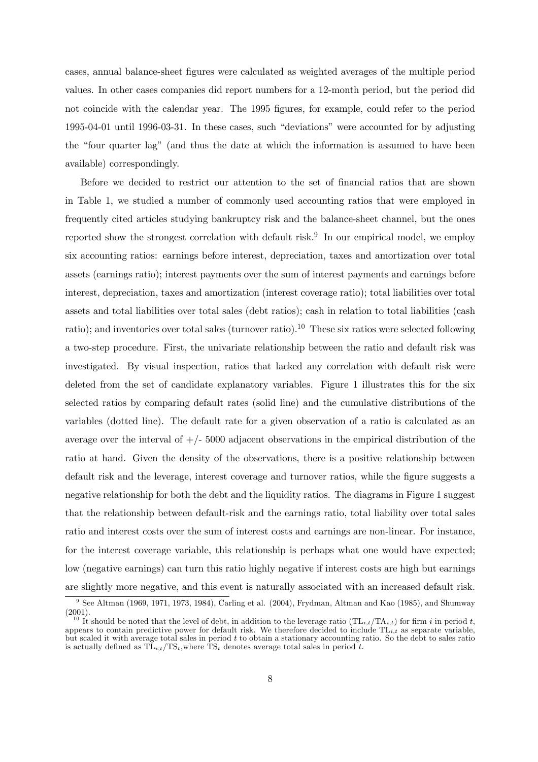cases, annual balance-sheet figures were calculated as weighted averages of the multiple period values. In other cases companies did report numbers for a 12-month period, but the period did not coincide with the calendar year. The 1995 figures, for example, could refer to the period 1995-04-01 until 1996-03-31. In these cases, such "deviations" were accounted for by adjusting the "four quarter lag" (and thus the date at which the information is assumed to have been available) correspondingly.

Before we decided to restrict our attention to the set of financial ratios that are shown in Table 1, we studied a number of commonly used accounting ratios that were employed in frequently cited articles studying bankruptcy risk and the balance-sheet channel, but the ones reported show the strongest correlation with default risk.[9] In our empirical model, we employ six accounting ratios: earnings before interest, depreciation, taxes and amortization over total assets (earnings ratio); interest payments over the sum of interest payments and earnings before interest, depreciation, taxes and amortization (interest coverage ratio); total liabilities over total assets and total liabilities over total sales (debt ratios); cash in relation to total liabilities (cash ratio); and inventories over total sales (turnover ratio).[10] These six ratios were selected following a two-step procedure. First, the univariate relationship between the ratio and default risk was investigated. By visual inspection, ratios that lacked any correlation with default risk were deleted from the set of candidate explanatory variables. Figure 1 illustrates this for the six selected ratios by comparing default rates (solid line) and the cumulative distributions of the variables (dotted line). The default rate for a given observation of a ratio is calculated as an average over the interval of +/- 5000 adjacent observations in the empirical distribution of the ratio at hand. Given the density of the observations, there is a positive relationship between default risk and the leverage, interest coverage and turnover ratios, while the figure suggests a negative relationship for both the debt and the liquidity ratios. The diagrams in Figure 1 suggest that the relationship between default-risk and the earnings ratio, total liability over total sales ratio and interest costs over the sum of interest costs and earnings are non-linear. For instance, for the interest coverage variable, this relationship is perhaps what one would have expected; low (negative earnings) can turn this ratio highly negative if interest costs are high but earnings are slightly more negative, and this event is naturally associated with an increased default risk.

[9] See Altman (1969, 1971, 1973, 1984), Carling et al. (2004), Frydman, Altman and Kao (1985), and Shumway (2001).

[10] It should be noted that the level of debt, in addition to the leverage ratio ($\mathrm{TL}_{i,t}/\mathrm{TA}_{i,t}$) for firm $i$ in period $t$, appears to contain predictive power for default risk. We therefore decided to include $\mathrm{TL}_{i,t}$ as separate variable, but scaled it with average total sales in period $t$ to obtain a stationary accounting ratio. So the debt to sales ratio is actually defined as $\mathrm{TL}_{i,t}/\mathrm{TS}_t$, where $\mathrm{TS}_t$ denotes average total sales in period $t$.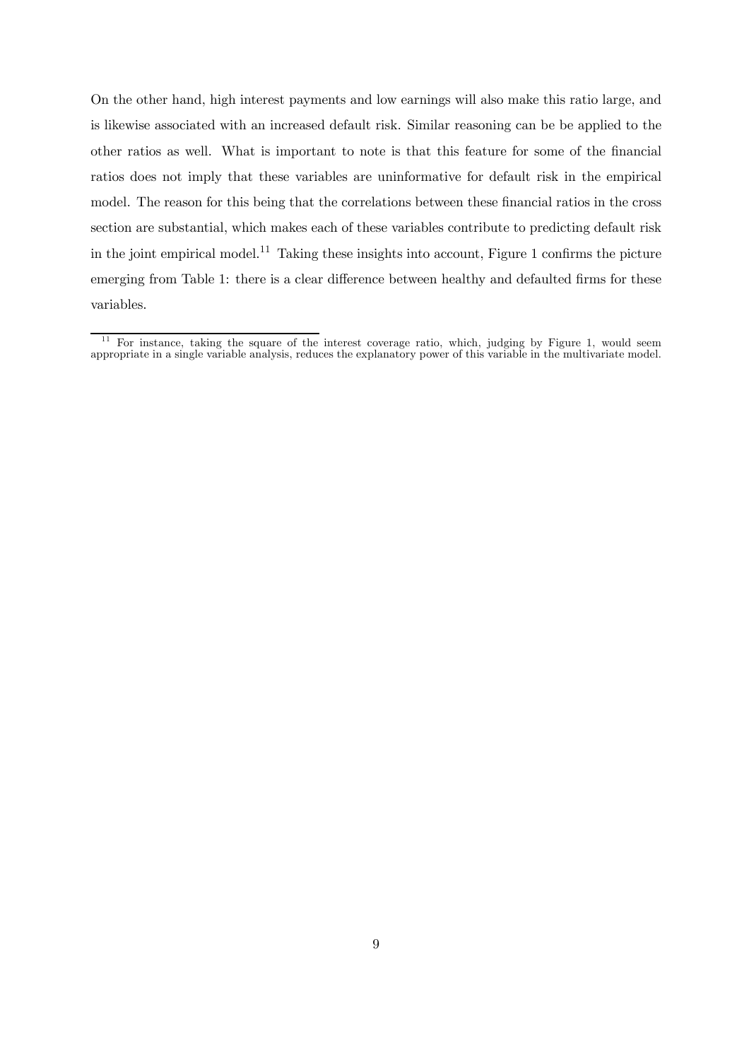On the other hand, high interest payments and low earnings will also make this ratio large, and is likewise associated with an increased default risk. Similar reasoning can be be applied to the other ratios as well. What is important to note is that this feature for some of the financial ratios does not imply that these variables are uninformative for default risk in the empirical model. The reason for this being that the correlations between these financial ratios in the cross section are substantial, which makes each of these variables contribute to predicting default risk in the joint empirical model.[11] Taking these insights into account, Figure 1 confirms the picture emerging from Table 1: there is a clear difference between healthy and defaulted firms for these variables.

[11] For instance, taking the square of the interest coverage ratio, which, judging by Figure 1, would seem appropriate in a single variable analysis, reduces the explanatory power of this variable in the multivariate model.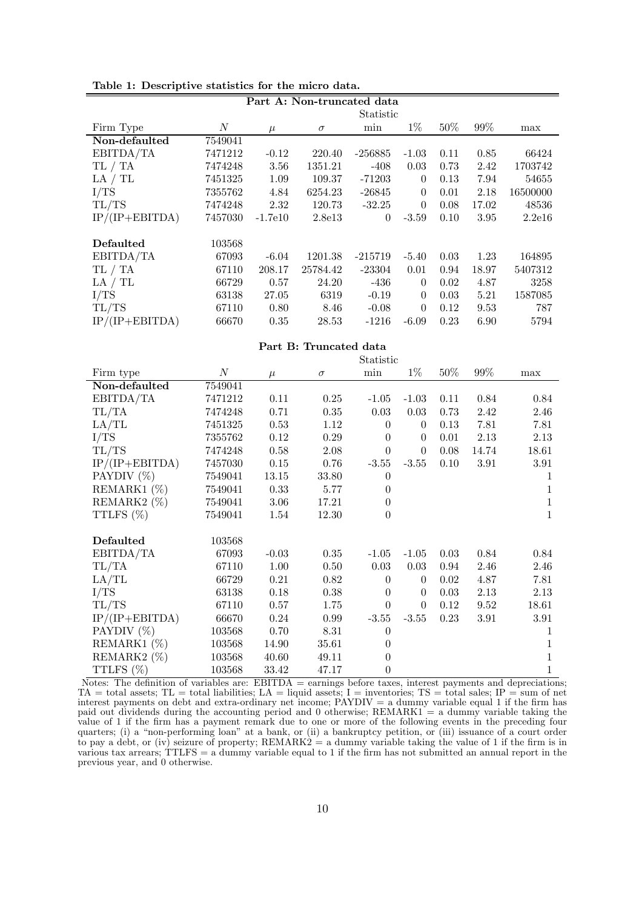**Table 1: Descriptive statistics for the micro data.**

| Part A: Non-truncated data | | | | | | | | |
|---|---|---|---|---|---|---|---|---|
| | | | | Statistic | | | | |
| Firm Type | $N$ | $\mu$ | $\sigma$ | min | 1% | 50% | 99% | max |
| **Non-defaulted** | 7549041 | | | | | | | |
| EBITDA/TA | 7471212 | -0.12 | 220.40 | -256885 | -1.03 | 0.11 | 0.85 | 66424 |
| TL / TA | 7474248 | 3.56 | 1351.21 | -408 | 0.03 | 0.73 | 2.42 | 1703742 |
| LA / TL | 7451325 | 1.09 | 109.37 | -71203 | 0 | 0.13 | 7.94 | 54655 |
| I/TS | 7355762 | 4.84 | 6254.23 | -26845 | 0 | 0.01 | 2.18 | 16500000 |
| TL/TS | 7474248 | 2.32 | 120.73 | -32.25 | 0 | 0.08 | 17.02 | 48536 |
| IP/(IP+EBITDA) | 7457030 | -1.7e10 | 2.8e13 | 0 | -3.59 | 0.10 | 3.95 | 2.2e16 |
| **Defaulted** | 103568 | | | | | | | |
| EBITDA/TA | 67093 | -6.04 | 1201.38 | -215719 | -5.40 | 0.03 | 1.23 | 164895 |
| TL / TA | 67110 | 208.17 | 25784.42 | -23304 | 0.01 | 0.94 | 18.97 | 5407312 |
| LA / TL | 66729 | 0.57 | 24.20 | -436 | 0 | 0.02 | 4.87 | 3258 |
| I/TS | 63138 | 27.05 | 6319 | -0.19 | 0 | 0.03 | 5.21 | 1587085 |
| TL/TS | 67110 | 0.80 | 8.46 | -0.08 | 0 | 0.12 | 9.53 | 787 |
| IP/(IP+EBITDA) | 66670 | 0.35 | 28.53 | -1216 | -6.09 | 0.23 | 6.90 | 5794 |

| Part B: Truncated data | | | | | | | | |
|---|---|---|---|---|---|---|---|---|
| | | | | Statistic | | | | |
| Firm type | $N$ | $\mu$ | $\sigma$ | min | 1% | 50% | 99% | max |
| **Non-defaulted** | 7549041 | | | | | | | |
| EBITDA/TA | 7471212 | 0.11 | 0.25 | -1.05 | -1.03 | 0.11 | 0.84 | 0.84 |
| TL/TA | 7474248 | 0.71 | 0.35 | 0.03 | 0.03 | 0.73 | 2.42 | 2.46 |
| LA/TL | 7451325 | 0.53 | 1.12 | 0 | 0 | 0.13 | 7.81 | 7.81 |
| I/TS | 7355762 | 0.12 | 0.29 | 0 | 0 | 0.01 | 2.13 | 2.13 |
| TL/TS | 7474248 | 0.58 | 2.08 | 0 | 0 | 0.08 | 14.74 | 18.61 |
| IP/(IP+EBITDA) | 7457030 | 0.15 | 0.76 | -3.55 | -3.55 | 0.10 | 3.91 | 3.91 |
| PAYDIV (%) | 7549041 | 13.15 | 33.80 | 0 | | | | 1 |
| REMARK1 (%) | 7549041 | 0.33 | 5.77 | 0 | | | | 1 |
| REMARK2 (%) | 7549041 | 3.06 | 17.21 | 0 | | | | 1 |
| TTLFS (%) | 7549041 | 1.54 | 12.30 | 0 | | | | 1 |
| **Defaulted** | 103568 | | | | | | | |
| EBITDA/TA | 67093 | -0.03 | 0.35 | -1.05 | -1.05 | 0.03 | 0.84 | 0.84 |
| TL/TA | 67110 | 1.00 | 0.50 | 0.03 | 0.03 | 0.94 | 2.46 | 2.46 |
| LA/TL | 66729 | 0.21 | 0.82 | 0 | 0 | 0.02 | 4.87 | 7.81 |
| I/TS | 63138 | 0.18 | 0.38 | 0 | 0 | 0.03 | 2.13 | 2.13 |
| TL/TS | 67110 | 0.57 | 1.75 | 0 | 0 | 0.12 | 9.52 | 18.61 |
| IP/(IP+EBITDA) | 66670 | 0.24 | 0.99 | -3.55 | -3.55 | 0.23 | 3.91 | 3.91 |
| PAYDIV (%) | 103568 | 0.70 | 8.31 | 0 | | | | 1 |
| REMARK1 (%) | 103568 | 14.90 | 35.61 | 0 | | | | 1 |
| REMARK2 (%) | 103568 | 40.60 | 49.11 | 0 | | | | 1 |
| TTLFS (%) | 103568 | 33.42 | 47.17 | 0 | | | | 1 |

Notes: The definition of variables are: EBITDA = earnings before taxes, interest payments and depreciations; TA = total assets; TL = total liabilities; LA = liquid assets; I = inventories; TS = total sales; IP = sum of net interest payments on debt and extra-ordinary net income; PAYDIV = a dummy variable equal 1 if the firm has paid out dividends during the accounting period and 0 otherwise; REMARK1 = a dummy variable taking the value of 1 if the firm has a payment remark due to one or more of the following events in the preceding four quarters; (i) a "non-performing loan" at a bank, or (ii) a bankruptcy petition, or (iii) issuance of a court order to pay a debt, or (iv) seizure of property; REMARK2 = a dummy variable taking the value of 1 if the firm is in various tax arrears; TTLFS = a dummy variable equal to 1 if the firm has not submitted an annual report in the previous year, and 0 otherwise.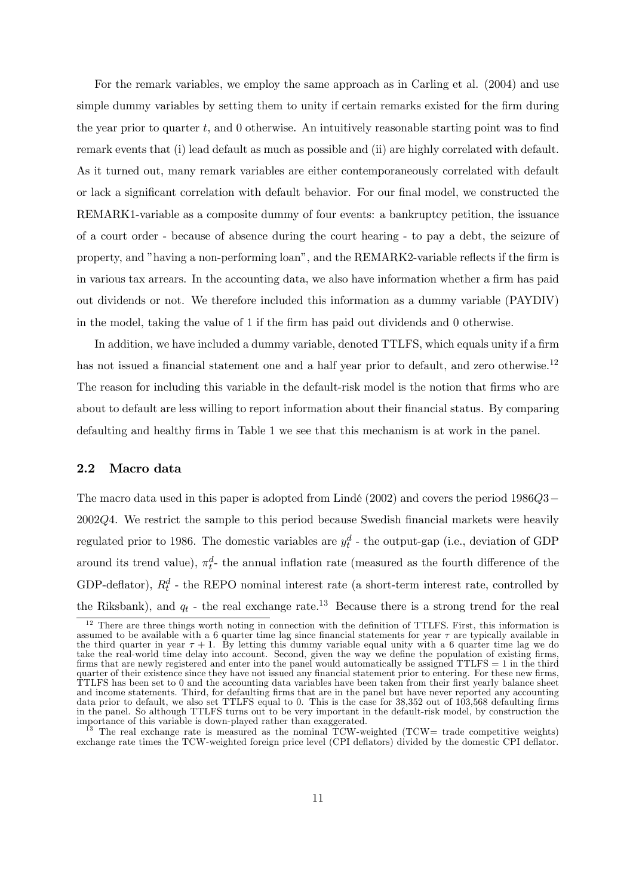For the remark variables, we employ the same approach as in Carling et al. (2004) and use simple dummy variables by setting them to unity if certain remarks existed for the firm during the year prior to quarter $t$, and 0 otherwise. An intuitively reasonable starting point was to find remark events that (i) lead default as much as possible and (ii) are highly correlated with default. As it turned out, many remark variables are either contemporaneously correlated with default or lack a significant correlation with default behavior. For our final model, we constructed the REMARK1-variable as a composite dummy of four events: a bankruptcy petition, the issuance of a court order - because of absence during the court hearing - to pay a debt, the seizure of property, and "having a non-performing loan", and the REMARK2-variable reflects if the firm is in various tax arrears. In the accounting data, we also have information whether a firm has paid out dividends or not. We therefore included this information as a dummy variable (PAYDIV) in the model, taking the value of 1 if the firm has paid out dividends and 0 otherwise.

In addition, we have included a dummy variable, denoted TTLFS, which equals unity if a firm has not issued a financial statement one and a half year prior to default, and zero otherwise.[12] The reason for including this variable in the default-risk model is the notion that firms who are about to default are less willing to report information about their financial status. By comparing defaulting and healthy firms in Table 1 we see that this mechanism is at work in the panel.

## 2.2 Macro data

The macro data used in this paper is adopted from Lindé (2002) and covers the period $1986Q3-2002Q4$. We restrict the sample to this period because Swedish financial markets were heavily regulated prior to 1986. The domestic variables are $y_t^d$ - the output-gap (i.e., deviation of GDP around its trend value), $\pi_t^d$- the annual inflation rate (measured as the fourth difference of the GDP-deflator), $R_t^d$ - the REPO nominal interest rate (a short-term interest rate, controlled by the Riksbank), and $q_t$ - the real exchange rate.[13] Because there is a strong trend for the real

[12] There are three things worth noting in connection with the definition of TTLFS. First, this information is assumed to be available with a 6 quarter time lag since financial statements for year $\tau$ are typically available in the third quarter in year $\tau+1$. By letting this dummy variable equal unity with a 6 quarter time lag we do take the real-world time delay into account. Second, given the way we define the population of existing firms, firms that are newly registered and enter into the panel would automatically be assigned TTLFS = 1 in the third quarter of their existence since they have not issued any financial statement prior to entering. For these new firms, TTLFS has been set to 0 and the accounting data variables have been taken from their first yearly balance sheet and income statements. Third, for defaulting firms that are in the panel but have never reported any accounting data prior to default, we also set TTLFS equal to 0. This is the case for 38,352 out of 103,568 defaulting firms in the panel. So although TTLFS turns out to be very important in the default-risk model, by construction the importance of this variable is down-played rather than exaggerated.

[13] The real exchange rate is measured as the nominal TCW-weighted (TCW= trade competitive weights) exchange rate times the TCW-weighted foreign price level (CPI deflators) divided by the domestic CPI deflator.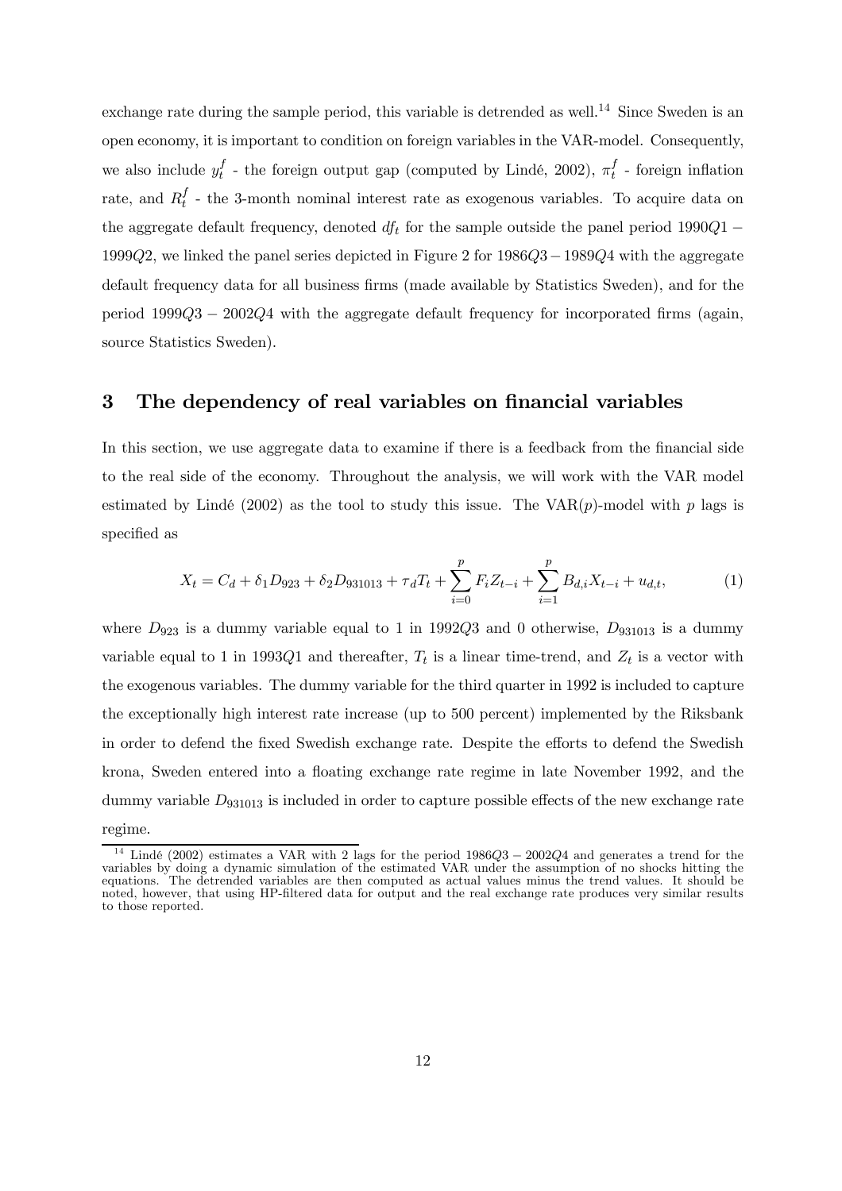exchange rate during the sample period, this variable is detrended as well.[14] Since Sweden is an open economy, it is important to condition on foreign variables in the VAR-model. Consequently, we also include $y_t^f$ - the foreign output gap (computed by Lindé, 2002), $\pi_t^f$ - foreign inflation rate, and $R_t^f$ - the 3-month nominal interest rate as exogenous variables. To acquire data on the aggregate default frequency, denoted $df_t$ for the sample outside the panel period $1990Q1 - 1999Q2$, we linked the panel series depicted in Figure 2 for $1986Q3 - 1989Q4$ with the aggregate default frequency data for all business firms (made available by Statistics Sweden), and for the period $1999Q3 - 2002Q4$ with the aggregate default frequency for incorporated firms (again, source Statistics Sweden).

## 3 The dependency of real variables on financial variables

In this section, we use aggregate data to examine if there is a feedback from the financial side to the real side of the economy. Throughout the analysis, we will work with the VAR model estimated by Lindé (2002) as the tool to study this issue. The VAR($p$)-model with $p$ lags is specified as

$$X_t = C_d + \delta_1 D_{923} + \delta_2 D_{931013} + \tau_d T_t + \sum_{i=0}^{p} F_i Z_{t-i} + \sum_{i=1}^{p} B_{d,i} X_{t-i} + u_{d,t}, \tag{1}$$

where $D_{923}$ is a dummy variable equal to 1 in $1992Q3$ and 0 otherwise, $D_{931013}$ is a dummy variable equal to 1 in $1993Q1$ and thereafter, $T_t$ is a linear time-trend, and $Z_t$ is a vector with the exogenous variables. The dummy variable for the third quarter in 1992 is included to capture the exceptionally high interest rate increase (up to 500 percent) implemented by the Riksbank in order to defend the fixed Swedish exchange rate. Despite the efforts to defend the Swedish krona, Sweden entered into a floating exchange rate regime in late November 1992, and the dummy variable $D_{931013}$ is included in order to capture possible effects of the new exchange rate regime.

[14] Lindé (2002) estimates a VAR with 2 lags for the period $1986Q3 - 2002Q4$ and generates a trend for the variables by doing a dynamic simulation of the estimated VAR under the assumption of no shocks hitting the equations. The detrended variables are then computed as actual values minus the trend values. It should be noted, however, that using HP-filtered data for output and the real exchange rate produces very similar results to those reported.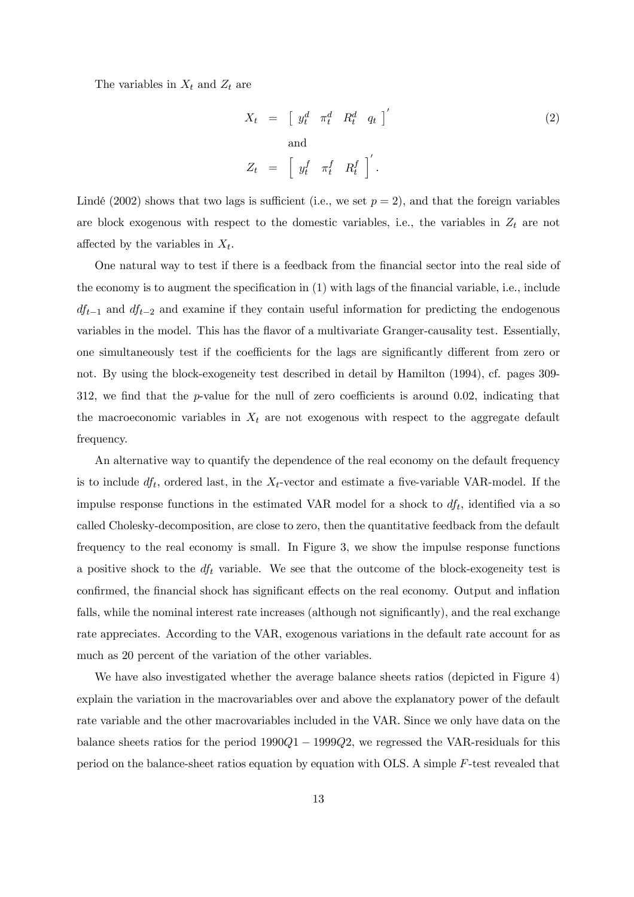The variables in $X_t$ and $Z_t$ are

$$
\begin{aligned}
X_t &= \begin{bmatrix} y_t^d & \pi_t^d & R_t^d & q_t \end{bmatrix}' \\
&\quad\text{and} \\
Z_t &= \begin{bmatrix} y_t^f & \pi_t^f & R_t^f \end{bmatrix}'.
\end{aligned}
\tag{2}
$$

Lindé (2002) shows that two lags is sufficient (i.e., we set $p = 2$), and that the foreign variables are block exogenous with respect to the domestic variables, i.e., the variables in $Z_t$ are not affected by the variables in $X_t$.

One natural way to test if there is a feedback from the financial sector into the real side of the economy is to augment the specification in (1) with lags of the financial variable, i.e., include $df_{t-1}$ and $df_{t-2}$ and examine if they contain useful information for predicting the endogenous variables in the model. This has the flavor of a multivariate Granger-causality test. Essentially, one simultaneously test if the coefficients for the lags are significantly different from zero or not. By using the block-exogeneity test described in detail by Hamilton (1994), cf. pages 309-312, we find that the $p$-value for the null of zero coefficients is around 0.02, indicating that the macroeconomic variables in $X_t$ are not exogenous with respect to the aggregate default frequency.

An alternative way to quantify the dependence of the real economy on the default frequency is to include $df_t$, ordered last, in the $X_t$-vector and estimate a five-variable VAR-model. If the impulse response functions in the estimated VAR model for a shock to $df_t$, identified via a so called Cholesky-decomposition, are close to zero, then the quantitative feedback from the default frequency to the real economy is small. In Figure 3, we show the impulse response functions a positive shock to the $df_t$ variable. We see that the outcome of the block-exogeneity test is confirmed, the financial shock has significant effects on the real economy. Output and inflation falls, while the nominal interest rate increases (although not significantly), and the real exchange rate appreciates. According to the VAR, exogenous variations in the default rate account for as much as 20 percent of the variation of the other variables.

We have also investigated whether the average balance sheets ratios (depicted in Figure 4) explain the variation in the macrovariables over and above the explanatory power of the default rate variable and the other macrovariables included in the VAR. Since we only have data on the balance sheets ratios for the period $1990Q1 - 1999Q2$, we regressed the VAR-residuals for this period on the balance-sheet ratios equation by equation with OLS. A simple $F$-test revealed that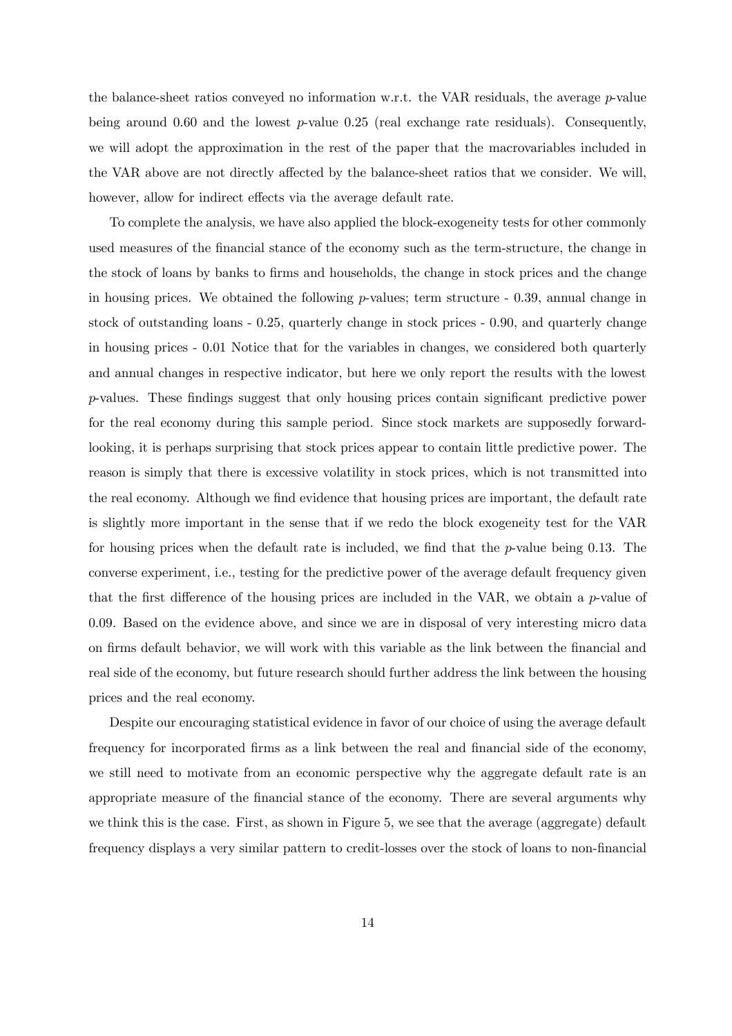the balance-sheet ratios conveyed no information w.r.t. the VAR residuals, the average $p$-value being around 0.60 and the lowest $p$-value 0.25 (real exchange rate residuals). Consequently, we will adopt the approximation in the rest of the paper that the macrovariables included in the VAR above are not directly affected by the balance-sheet ratios that we consider. We will, however, allow for indirect effects via the average default rate.

To complete the analysis, we have also applied the block-exogeneity tests for other commonly used measures of the financial stance of the economy such as the term-structure, the change in the stock of loans by banks to firms and households, the change in stock prices and the change in housing prices. We obtained the following $p$-values; term structure - 0.39, annual change in stock of outstanding loans - 0.25, quarterly change in stock prices - 0.90, and quarterly change in housing prices - 0.01 Notice that for the variables in changes, we considered both quarterly and annual changes in respective indicator, but here we only report the results with the lowest $p$-values. These findings suggest that only housing prices contain significant predictive power for the real economy during this sample period. Since stock markets are supposedly forward-looking, it is perhaps surprising that stock prices appear to contain little predictive power. The reason is simply that there is excessive volatility in stock prices, which is not transmitted into the real economy. Although we find evidence that housing prices are important, the default rate is slightly more important in the sense that if we redo the block exogeneity test for the VAR for housing prices when the default rate is included, we find that the $p$-value being 0.13. The converse experiment, i.e., testing for the predictive power of the average default frequency given that the first difference of the housing prices are included in the VAR, we obtain a $p$-value of 0.09. Based on the evidence above, and since we are in disposal of very interesting micro data on firms default behavior, we will work with this variable as the link between the financial and real side of the economy, but future research should further address the link between the housing prices and the real economy.

Despite our encouraging statistical evidence in favor of our choice of using the average default frequency for incorporated firms as a link between the real and financial side of the economy, we still need to motivate from an economic perspective why the aggregate default rate is an appropriate measure of the financial stance of the economy. There are several arguments why we think this is the case. First, as shown in Figure 5, we see that the average (aggregate) default frequency displays a very similar pattern to credit-losses over the stock of loans to non-financial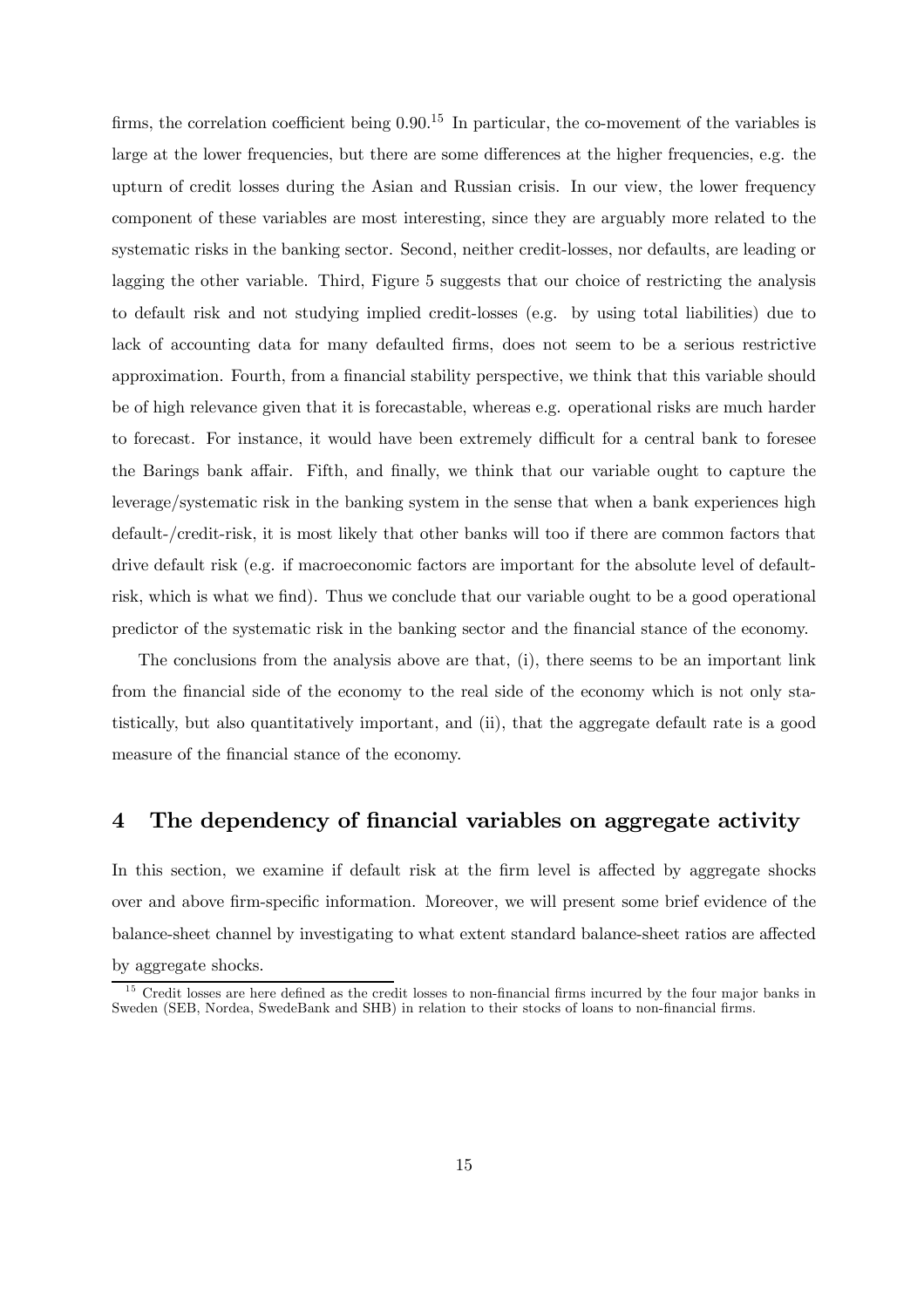firms, the correlation coefficient being 0.90.[15] In particular, the co-movement of the variables is large at the lower frequencies, but there are some differences at the higher frequencies, e.g. the upturn of credit losses during the Asian and Russian crisis. In our view, the lower frequency component of these variables are most interesting, since they are arguably more related to the systematic risks in the banking sector. Second, neither credit-losses, nor defaults, are leading or lagging the other variable. Third, Figure 5 suggests that our choice of restricting the analysis to default risk and not studying implied credit-losses (e.g. by using total liabilities) due to lack of accounting data for many defaulted firms, does not seem to be a serious restrictive approximation. Fourth, from a financial stability perspective, we think that this variable should be of high relevance given that it is forecastable, whereas e.g. operational risks are much harder to forecast. For instance, it would have been extremely difficult for a central bank to foresee the Barings bank affair. Fifth, and finally, we think that our variable ought to capture the leverage/systematic risk in the banking system in the sense that when a bank experiences high default-/credit-risk, it is most likely that other banks will too if there are common factors that drive default risk (e.g. if macroeconomic factors are important for the absolute level of default-risk, which is what we find). Thus we conclude that our variable ought to be a good operational predictor of the systematic risk in the banking sector and the financial stance of the economy.

The conclusions from the analysis above are that, (i), there seems to be an important link from the financial side of the economy to the real side of the economy which is not only statistically, but also quantitatively important, and (ii), that the aggregate default rate is a good measure of the financial stance of the economy.

## 4 The dependency of financial variables on aggregate activity

In this section, we examine if default risk at the firm level is affected by aggregate shocks over and above firm-specific information. Moreover, we will present some brief evidence of the balance-sheet channel by investigating to what extent standard balance-sheet ratios are affected by aggregate shocks.

[15] Credit losses are here defined as the credit losses to non-financial firms incurred by the four major banks in Sweden (SEB, Nordea, SwedeBank and SHB) in relation to their stocks of loans to non-financial firms.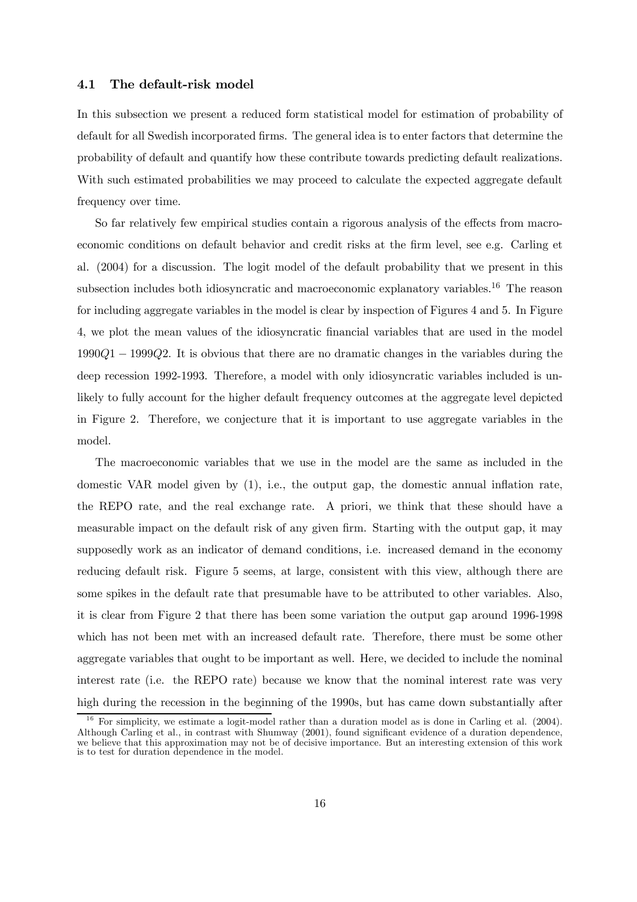### 4.1 The default-risk model

In this subsection we present a reduced form statistical model for estimation of probability of default for all Swedish incorporated firms. The general idea is to enter factors that determine the probability of default and quantify how these contribute towards predicting default realizations. With such estimated probabilities we may proceed to calculate the expected aggregate default frequency over time.

So far relatively few empirical studies contain a rigorous analysis of the effects from macroeconomic conditions on default behavior and credit risks at the firm level, see e.g. Carling et al. (2004) for a discussion. The logit model of the default probability that we present in this subsection includes both idiosyncratic and macroeconomic explanatory variables.[16] The reason for including aggregate variables in the model is clear by inspection of Figures 4 and 5. In Figure 4, we plot the mean values of the idiosyncratic financial variables that are used in the model $1990Q1 - 1999Q2$. It is obvious that there are no dramatic changes in the variables during the deep recession 1992-1993. Therefore, a model with only idiosyncratic variables included is unlikely to fully account for the higher default frequency outcomes at the aggregate level depicted in Figure 2. Therefore, we conjecture that it is important to use aggregate variables in the model.

The macroeconomic variables that we use in the model are the same as included in the domestic VAR model given by (1), i.e., the output gap, the domestic annual inflation rate, the REPO rate, and the real exchange rate. A priori, we think that these should have a measurable impact on the default risk of any given firm. Starting with the output gap, it may supposedly work as an indicator of demand conditions, i.e. increased demand in the economy reducing default risk. Figure 5 seems, at large, consistent with this view, although there are some spikes in the default rate that presumable have to be attributed to other variables. Also, it is clear from Figure 2 that there has been some variation the output gap around 1996-1998 which has not been met with an increased default rate. Therefore, there must be some other aggregate variables that ought to be important as well. Here, we decided to include the nominal interest rate (i.e. the REPO rate) because we know that the nominal interest rate was very high during the recession in the beginning of the 1990s, but has came down substantially after

[16] For simplicity, we estimate a logit-model rather than a duration model as is done in Carling et al. (2004). Although Carling et al., in contrast with Shumway (2001), found significant evidence of a duration dependence, we believe that this approximation may not be of decisive importance. But an interesting extension of this work is to test for duration dependence in the model.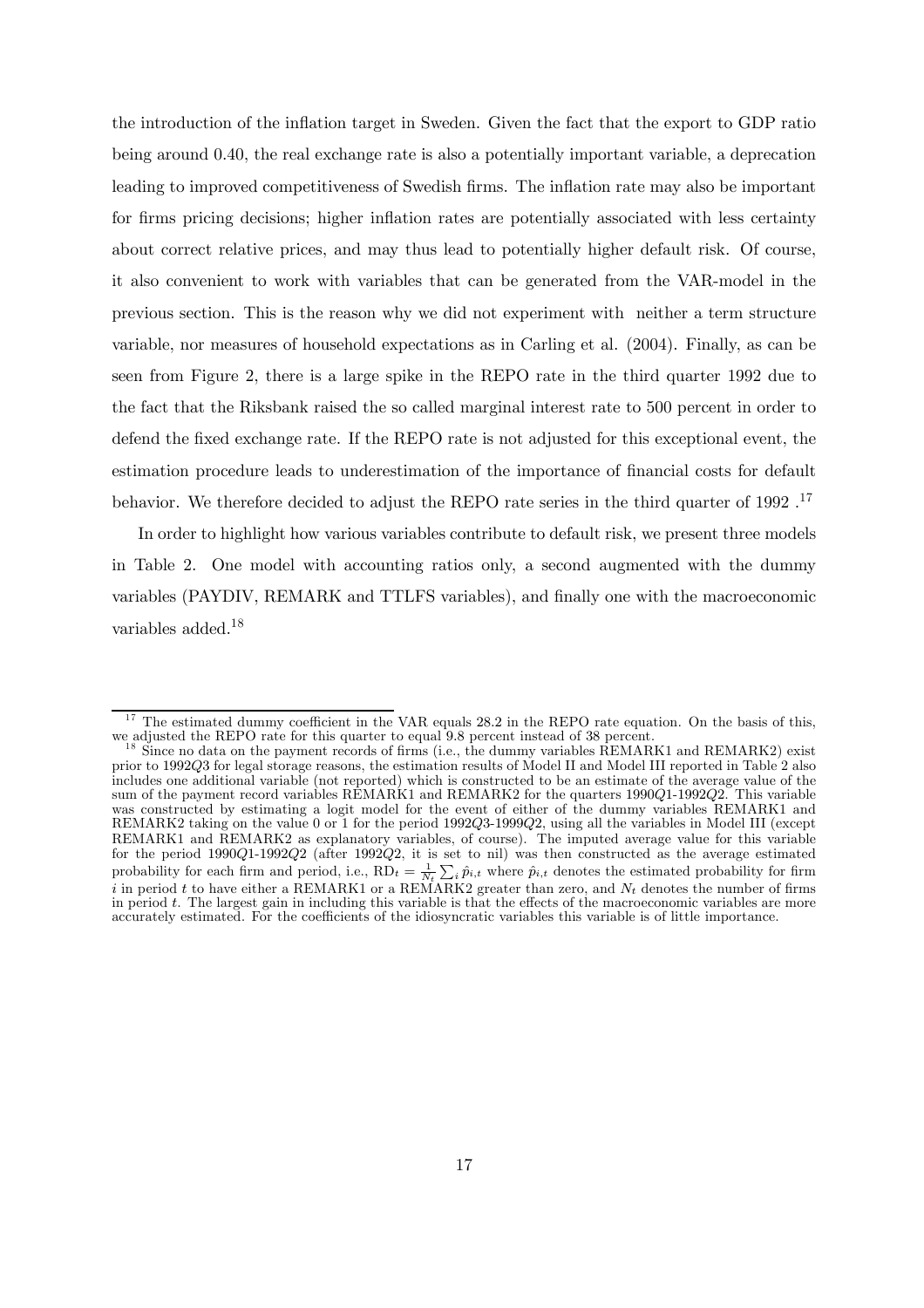the introduction of the inflation target in Sweden. Given the fact that the export to GDP ratio being around 0.40, the real exchange rate is also a potentially important variable, a deprecation leading to improved competitiveness of Swedish firms. The inflation rate may also be important for firms pricing decisions; higher inflation rates are potentially associated with less certainty about correct relative prices, and may thus lead to potentially higher default risk. Of course, it also convenient to work with variables that can be generated from the VAR-model in the previous section. This is the reason why we did not experiment with neither a term structure variable, nor measures of household expectations as in Carling et al. (2004). Finally, as can be seen from Figure 2, there is a large spike in the REPO rate in the third quarter 1992 due to the fact that the Riksbank raised the so called marginal interest rate to 500 percent in order to defend the fixed exchange rate. If the REPO rate is not adjusted for this exceptional event, the estimation procedure leads to underestimation of the importance of financial costs for default behavior. We therefore decided to adjust the REPO rate series in the third quarter of 1992 .[17]

In order to highlight how various variables contribute to default risk, we present three models in Table 2. One model with accounting ratios only, a second augmented with the dummy variables (PAYDIV, REMARK and TTLFS variables), and finally one with the macroeconomic variables added.[18]

---

[17] The estimated dummy coefficient in the VAR equals 28.2 in the REPO rate equation. On the basis of this, we adjusted the REPO rate for this quarter to equal 9.8 percent instead of 38 percent.

[18] Since no data on the payment records of firms (i.e., the dummy variables REMARK1 and REMARK2) exist prior to 1992$Q$3 for legal storage reasons, the estimation results of Model II and Model III reported in Table 2 also includes one additional variable (not reported) which is constructed to be an estimate of the average value of the sum of the payment record variables REMARK1 and REMARK2 for the quarters 1990$Q$1-1992$Q$2. This variable was constructed by estimating a logit model for the event of either of the dummy variables REMARK1 and REMARK2 taking on the value 0 or 1 for the period 1992$Q$3-1999$Q$2, using all the variables in Model III (except REMARK1 and REMARK2 as explanatory variables, of course). The imputed average value for this variable for the period 1990$Q$1-1992$Q$2 (after 1992$Q$2, it is set to nil) was then constructed as the average estimated probability for each firm and period, i.e., $\mathrm{RD}_t = \frac{1}{N_t}\sum_i \hat{p}_{i,t}$ where $\hat{p}_{i,t}$ denotes the estimated probability for firm $i$ in period $t$ to have either a REMARK1 or a REMARK2 greater than zero, and $N_t$ denotes the number of firms in period $t$. The largest gain in including this variable is that the effects of the macroeconomic variables are more accurately estimated. For the coefficients of the idiosyncratic variables this variable is of little importance.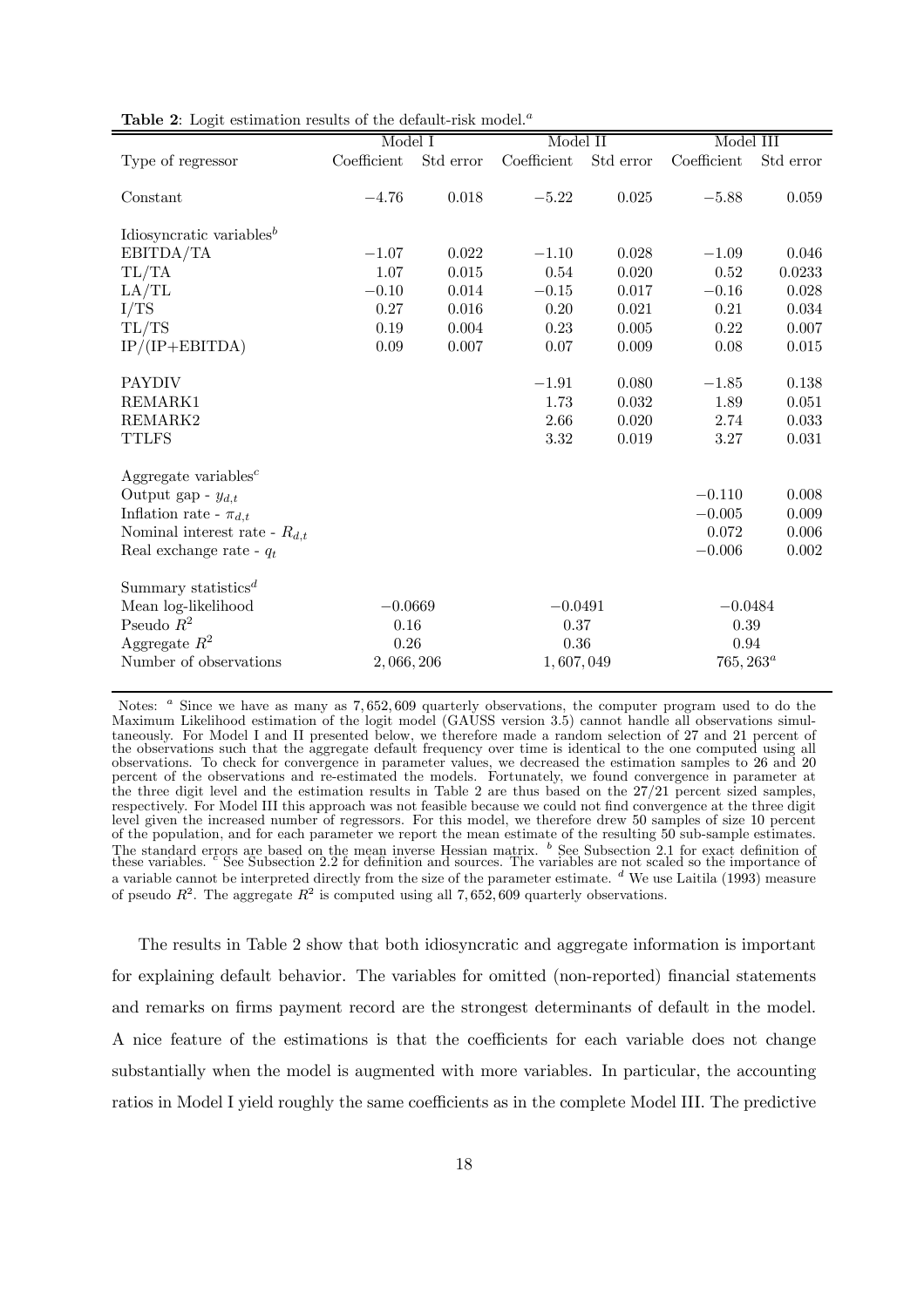**Table 2**: Logit estimation results of the default-risk model.[a]

| Type of regressor | Model I Coefficient | Model I Std error | Model II Coefficient | Model II Std error | Model III Coefficient | Model III Std error |
|---|---|---|---|---|---|---|
| Constant | $-4.76$ | 0.018 | $-5.22$ | 0.025 | $-5.88$ | 0.059 |
| Idiosyncratic variables[b] | | | | | | |
| EBITDA/TA | $-1.07$ | 0.022 | $-1.10$ | 0.028 | $-1.09$ | 0.046 |
| TL/TA | 1.07 | 0.015 | 0.54 | 0.020 | 0.52 | 0.0233 |
| LA/TL | $-0.10$ | 0.014 | $-0.15$ | 0.017 | $-0.16$ | 0.028 |
| I/TS | 0.27 | 0.016 | 0.20 | 0.021 | 0.21 | 0.034 |
| TL/TS | 0.19 | 0.004 | 0.23 | 0.005 | 0.22 | 0.007 |
| IP/(IP+EBITDA) | 0.09 | 0.007 | 0.07 | 0.009 | 0.08 | 0.015 |
| PAYDIV | | | $-1.91$ | 0.080 | $-1.85$ | 0.138 |
| REMARK1 | | | 1.73 | 0.032 | 1.89 | 0.051 |
| REMARK2 | | | 2.66 | 0.020 | 2.74 | 0.033 |
| TTLFS | | | 3.32 | 0.019 | 3.27 | 0.031 |
| Aggregate variables[c] | | | | | | |
| Output gap - $y_{d,t}$ | | | | | $-0.110$ | 0.008 |
| Inflation rate - $\pi_{d,t}$ | | | | | $-0.005$ | 0.009 |
| Nominal interest rate - $R_{d,t}$ | | | | | 0.072 | 0.006 |
| Real exchange rate - $q_t$ | | | | | $-0.006$ | 0.002 |
| Summary statistics[d] | | | | | | |
| Mean log-likelihood | $-0.0669$ | | $-0.0491$ | | $-0.0484$ | |
| Pseudo $R^2$ | 0.16 | | 0.37 | | 0.39 | |
| Aggregate $R^2$ | 0.26 | | 0.36 | | 0.94 | |
| Number of observations | 2,066,206 | | 1,607,049 | | 765,263[a] | |

Notes: [a] Since we have as many as 7,652,609 quarterly observations, the computer program used to do the Maximum Likelihood estimation of the logit model (GAUSS version 3.5) cannot handle all observations simultaneously. For Model I and II presented below, we therefore made a random selection of 27 and 21 percent of the observations such that the aggregate default frequency over time is identical to the one computed using all observations. To check for convergence in parameter values, we decreased the estimation samples to 26 and 20 percent of the observations and re-estimated the models. Fortunately, we found convergence in parameter at the three digit level and the estimation results in Table 2 are thus based on the 27/21 percent sized samples, respectively. For Model III this approach was not feasible because we could not find convergence at the three digit level given the increased number of regressors. For this model, we therefore drew 50 samples of size 10 percent of the population, and for each parameter we report the mean estimate of the resulting 50 sub-sample estimates. The standard errors are based on the mean inverse Hessian matrix. [b] See Subsection 2.1 for exact definition of these variables. [c] See Subsection 2.2 for definition and sources. The variables are not scaled so the importance of a variable cannot be interpreted directly from the size of the parameter estimate. [d] We use Laitila (1993) measure of pseudo $R^2$. The aggregate $R^2$ is computed using all 7,652,609 quarterly observations.

The results in Table 2 show that both idiosyncratic and aggregate information is important for explaining default behavior. The variables for omitted (non-reported) financial statements and remarks on firms payment record are the strongest determinants of default in the model. A nice feature of the estimations is that the coefficients for each variable does not change substantially when the model is augmented with more variables. In particular, the accounting ratios in Model I yield roughly the same coefficients as in the complete Model III. The predictive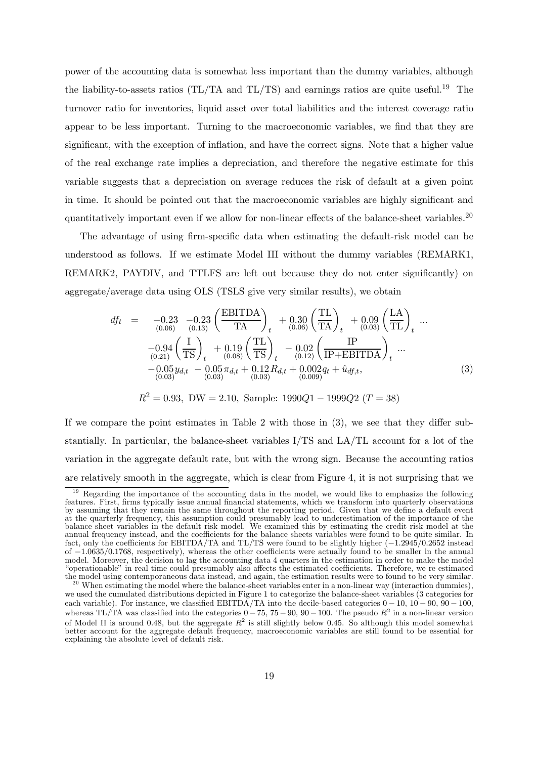power of the accounting data is somewhat less important than the dummy variables, although the liability-to-assets ratios (TL/TA and TL/TS) and earnings ratios are quite useful.[19] The turnover ratio for inventories, liquid asset over total liabilities and the interest coverage ratio appear to be less important. Turning to the macroeconomic variables, we find that they are significant, with the exception of inflation, and have the correct signs. Note that a higher value of the real exchange rate implies a depreciation, and therefore the negative estimate for this variable suggests that a depreciation on average reduces the risk of default at a given point in time. It should be pointed out that the macroeconomic variables are highly significant and quantitatively important even if we allow for non-linear effects of the balance-sheet variables.[20]

The advantage of using firm-specific data when estimating the default-risk model can be understood as follows. If we estimate Model III without the dummy variables (REMARK1, REMARK2, PAYDIV, and TTLFS are left out because they do not enter significantly) on aggregate/average data using OLS (TSLS give very similar results), we obtain

$$
\begin{aligned}
df_t \;=\; & \underset{(0.06)}{-0.23} \; \underset{(0.13)}{-0.23}\left(\frac{\text{EBITDA}}{\text{TA}}\right)_t + \underset{(0.06)}{0.30}\left(\frac{\text{TL}}{\text{TA}}\right)_t + \underset{(0.03)}{0.09}\left(\frac{\text{LA}}{\text{TL}}\right)_t \ldots \\
& \underset{(0.21)}{-0.94}\left(\frac{\text{I}}{\text{TS}}\right)_t + \underset{(0.08)}{0.19}\left(\frac{\text{TL}}{\text{TS}}\right)_t - \underset{(0.12)}{0.02}\left(\frac{\text{IP}}{\text{IP+EBITDA}}\right)_t \ldots \\
& \underset{(0.03)}{-0.05} y_{d,t} - \underset{(0.03)}{0.05}\pi_{d,t} + \underset{(0.03)}{0.12} R_{d,t} + \underset{(0.009)}{0.002} q_t + \hat{u}_{df,t}, \qquad (3)
\end{aligned}
$$

$$R^2 = 0.93, \text{ DW} = 2.10, \text{ Sample: } 1990Q1 - 1999Q2 \; (T = 38)$$

If we compare the point estimates in Table 2 with those in (3), we see that they differ substantially. In particular, the balance-sheet variables I/TS and LA/TL account for a lot of the variation in the aggregate default rate, but with the wrong sign. Because the accounting ratios are relatively smooth in the aggregate, which is clear from Figure 4, it is not surprising that we

[19] Regarding the importance of the accounting data in the model, we would like to emphasize the following features. First, firms typically issue annual financial statements, which we transform into quarterly observations by assuming that they remain the same throughout the reporting period. Given that we define a default event at the quarterly frequency, this assumption could presumably lead to underestimation of the importance of the balance sheet variables in the default risk model. We examined this by estimating the credit risk model at the annual frequency instead, and the coefficients for the balance sheets variables were found to be quite similar. In fact, only the coefficients for EBITDA/TA and TL/TS were found to be slightly higher ($-1.2945/0.2652$ instead of $-1.0635/0.1768$, respectively), whereas the other coefficients were actually found to be smaller in the annual model. Moreover, the decision to lag the accounting data 4 quarters in the estimation in order to make the model "operationable" in real-time could presumably also affects the estimated coefficients. Therefore, we re-estimated the model using contemporaneous data instead, and again, the estimation results were to found to be very similar.

[20] When estimating the model where the balance-sheet variables enter in a non-linear way (interaction dummies), we used the cumulated distributions depicted in Figure 1 to categorize the balance-sheet variables (3 categories for each variable). For instance, we classified EBITDA/TA into the decile-based categories $0-10$, $10-90$, $90-100$, whereas TL/TA was classified into the categories $0-75$, $75-90$, $90-100$. The pseudo $R^2$ in a non-linear version of Model II is around 0.48, but the aggregate $R^2$ is still slightly below 0.45. So although this model somewhat better account for the aggregate default frequency, macroeconomic variables are still found to be essential for explaining the absolute level of default risk.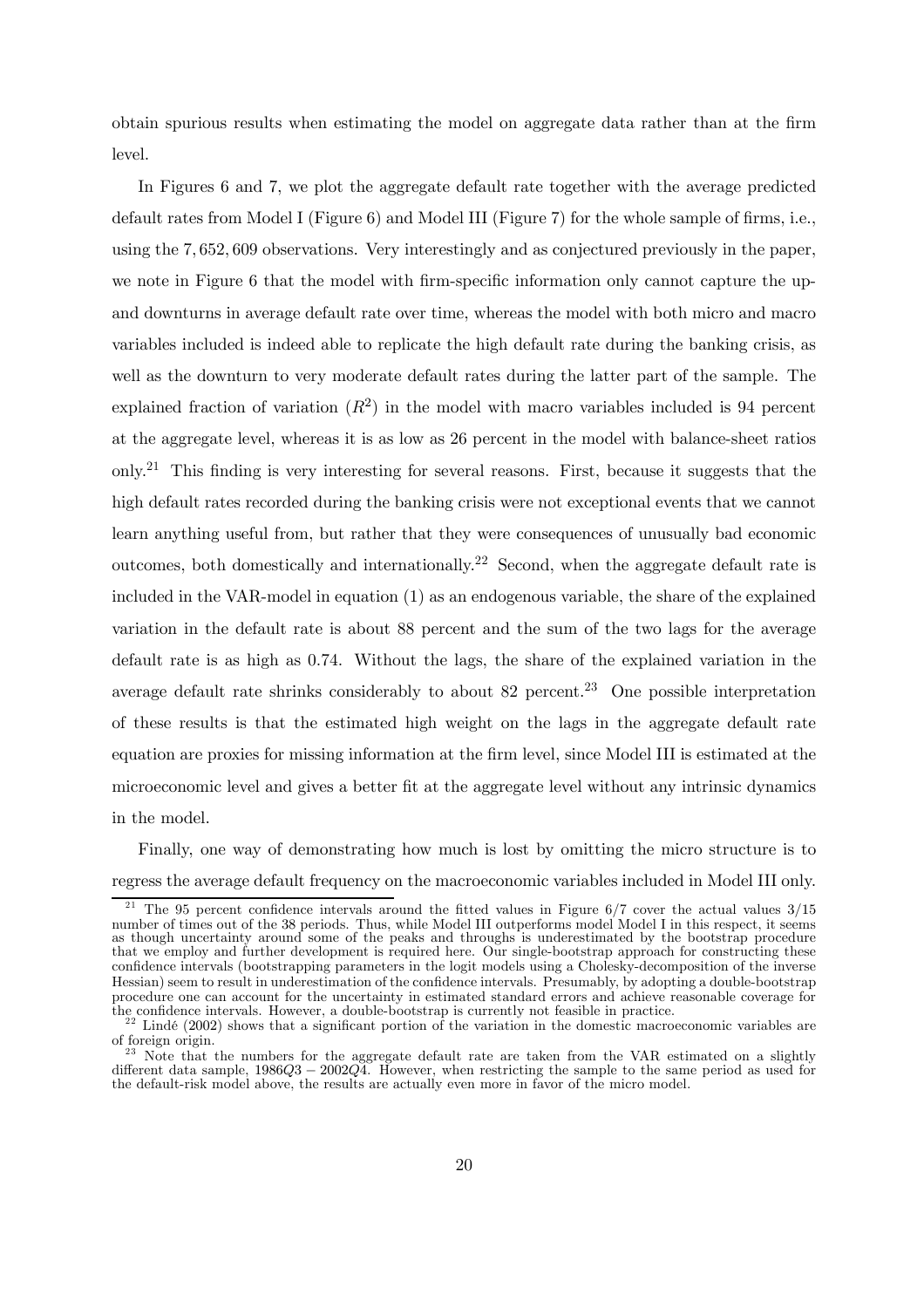obtain spurious results when estimating the model on aggregate data rather than at the firm level.

In Figures 6 and 7, we plot the aggregate default rate together with the average predicted default rates from Model I (Figure 6) and Model III (Figure 7) for the whole sample of firms, i.e., using the 7,652,609 observations. Very interestingly and as conjectured previously in the paper, we note in Figure 6 that the model with firm-specific information only cannot capture the up- and downturns in average default rate over time, whereas the model with both micro and macro variables included is indeed able to replicate the high default rate during the banking crisis, as well as the downturn to very moderate default rates during the latter part of the sample. The explained fraction of variation ($R^2$) in the model with macro variables included is 94 percent at the aggregate level, whereas it is as low as 26 percent in the model with balance-sheet ratios only.[21] This finding is very interesting for several reasons. First, because it suggests that the high default rates recorded during the banking crisis were not exceptional events that we cannot learn anything useful from, but rather that they were consequences of unusually bad economic outcomes, both domestically and internationally.[22] Second, when the aggregate default rate is included in the VAR-model in equation (1) as an endogenous variable, the share of the explained variation in the default rate is about 88 percent and the sum of the two lags for the average default rate is as high as 0.74. Without the lags, the share of the explained variation in the average default rate shrinks considerably to about 82 percent.[23] One possible interpretation of these results is that the estimated high weight on the lags in the aggregate default rate equation are proxies for missing information at the firm level, since Model III is estimated at the microeconomic level and gives a better fit at the aggregate level without any intrinsic dynamics in the model.

Finally, one way of demonstrating how much is lost by omitting the micro structure is to regress the average default frequency on the macroeconomic variables included in Model III only.

[21] The 95 percent confidence intervals around the fitted values in Figure 6/7 cover the actual values 3/15 number of times out of the 38 periods. Thus, while Model III outperforms model Model I in this respect, it seems as though uncertainty around some of the peaks and throughs is underestimated by the bootstrap procedure that we employ and further development is required here. Our single-bootstrap approach for constructing these confidence intervals (bootstrapping parameters in the logit models using a Cholesky-decomposition of the inverse Hessian) seem to result in underestimation of the confidence intervals. Presumably, by adopting a double-bootstrap procedure one can account for the uncertainty in estimated standard errors and achieve reasonable coverage for the confidence intervals. However, a double-bootstrap is currently not feasible in practice.

[22] Lindé (2002) shows that a significant portion of the variation in the domestic macroeconomic variables are of foreign origin.

[23] Note that the numbers for the aggregate default rate are taken from the VAR estimated on a slightly different data sample, $1986Q3-2002Q4$. However, when restricting the sample to the same period as used for the default-risk model above, the results are actually even more in favor of the micro model.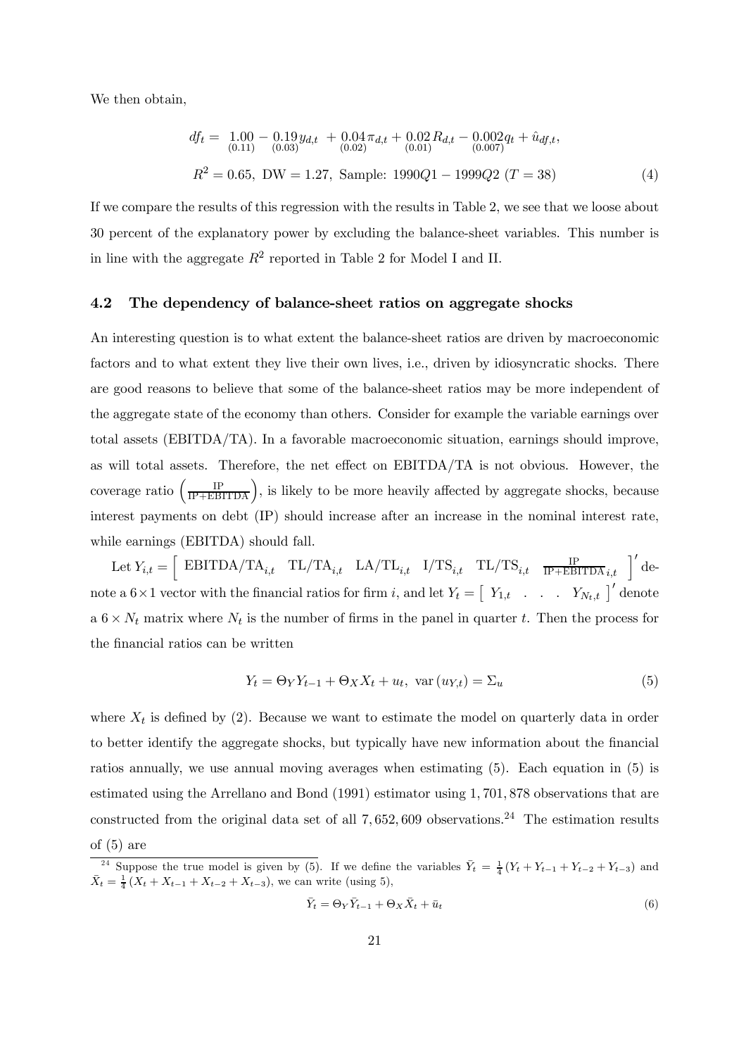We then obtain,

$$df_t = \underset{(0.11)}{1.00} - \underset{(0.03)}{0.19} y_{d,t} + \underset{(0.02)}{0.04} \pi_{d,t} + \underset{(0.01)}{0.02} R_{d,t} - \underset{(0.007)}{0.002} q_t + \hat{u}_{df,t},$$

$$R^2 = 0.65, \text{ DW} = 1.27, \text{ Sample: } 1990Q1 - 1999Q2 \ (T = 38) \tag{4}$$

If we compare the results of this regression with the results in Table 2, we see that we loose about 30 percent of the explanatory power by excluding the balance-sheet variables. This number is in line with the aggregate $R^2$ reported in Table 2 for Model I and II.

### 4.2 The dependency of balance-sheet ratios on aggregate shocks

An interesting question is to what extent the balance-sheet ratios are driven by macroeconomic factors and to what extent they live their own lives, i.e., driven by idiosyncratic shocks. There are good reasons to believe that some of the balance-sheet ratios may be more independent of the aggregate state of the economy than others. Consider for example the variable earnings over total assets (EBITDA/TA). In a favorable macroeconomic situation, earnings should improve, as will total assets. Therefore, the net effect on EBITDA/TA is not obvious. However, the coverage ratio $\left(\frac{\text{IP}}{\text{IP+EBITDA}}\right)$, is likely to be more heavily affected by aggregate shocks, because interest payments on debt (IP) should increase after an increase in the nominal interest rate, while earnings (EBITDA) should fall.

Let $Y_{i,t} = \begin{bmatrix} \text{EBITDA/TA}_{i,t} & \text{TL/TA}_{i,t} & \text{LA/TL}_{i,t} & \text{I/TS}_{i,t} & \text{TL/TS}_{i,t} & \frac{\text{IP}}{\text{IP+EBITDA}}_{i,t} \end{bmatrix}'$ denote a $6 \times 1$ vector with the financial ratios for firm $i$, and let $Y_t = \begin{bmatrix} Y_{1,t} & . & . & . & Y_{N_t,t} \end{bmatrix}'$ denote a $6 \times N_t$ matrix where $N_t$ is the number of firms in the panel in quarter $t$. Then the process for the financial ratios can be written

$$Y_t = \Theta_Y Y_{t-1} + \Theta_X X_t + u_t, \ \text{var}(u_{Y,t}) = \Sigma_u \tag{5}$$

where $X_t$ is defined by (2). Because we want to estimate the model on quarterly data in order to better identify the aggregate shocks, but typically have new information about the financial ratios annually, we use annual moving averages when estimating (5). Each equation in (5) is estimated using the Arrellano and Bond (1991) estimator using 1,701,878 observations that are constructed from the original data set of all 7,652,609 observations.[24] The estimation results of (5) are

[24] Suppose the true model is given by (5). If we define the variables $\bar{Y}_t = \frac{1}{4}(Y_t + Y_{t-1} + Y_{t-2} + Y_{t-3})$ and $\bar{X}_t = \frac{1}{4}(X_t + X_{t-1} + X_{t-2} + X_{t-3})$, we can write (using 5),

$$\bar{Y}_t = \Theta_Y \bar{Y}_{t-1} + \Theta_X \bar{X}_t + \bar{u}_t \tag{6}$$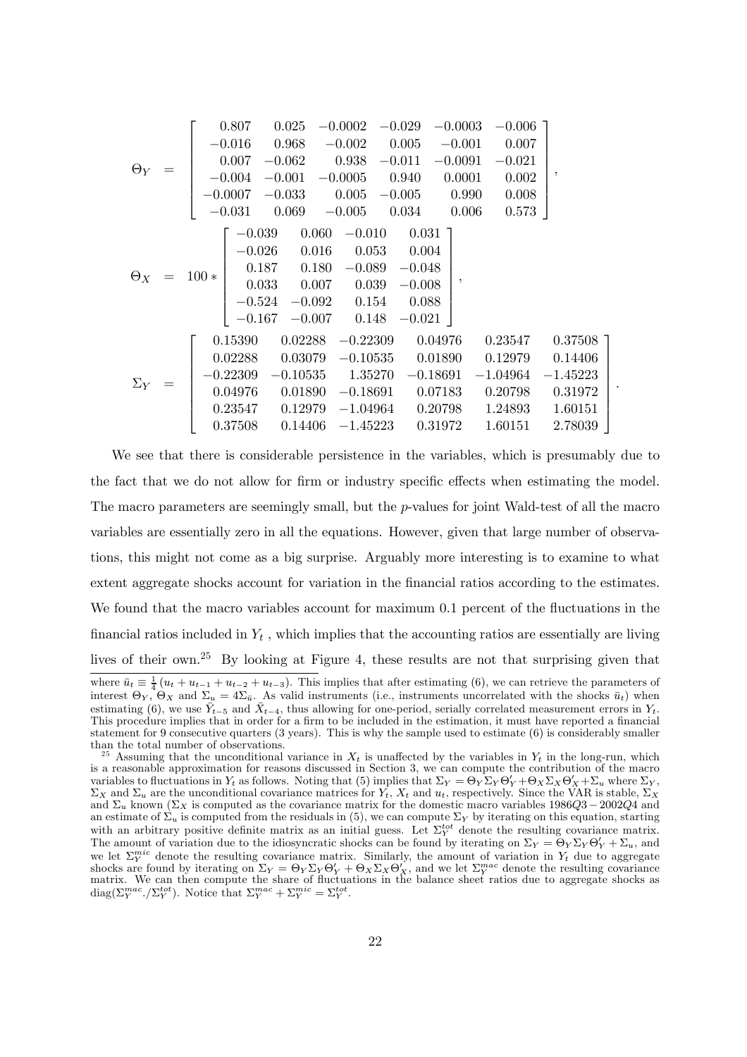$$
\Theta_Y = \begin{bmatrix} 0.807 & 0.025 & -0.0002 & -0.029 & -0.0003 & -0.006 \\ -0.016 & 0.968 & -0.002 & 0.005 & -0.001 & 0.007 \\ 0.007 & -0.062 & 0.938 & -0.011 & -0.0091 & -0.021 \\ -0.004 & -0.001 & -0.0005 & 0.940 & 0.0001 & 0.002 \\ -0.0007 & -0.033 & 0.005 & -0.005 & 0.990 & 0.008 \\ -0.031 & 0.069 & -0.005 & 0.034 & 0.006 & 0.573 \end{bmatrix},
$$

$$
\Theta_X = 100 * \begin{bmatrix} -0.039 & 0.060 & -0.010 & 0.031 \\ -0.026 & 0.016 & 0.053 & 0.004 \\ 0.187 & 0.180 & -0.089 & -0.048 \\ 0.033 & 0.007 & 0.039 & -0.008 \\ -0.524 & -0.092 & 0.154 & 0.088 \\ -0.167 & -0.007 & 0.148 & -0.021 \end{bmatrix},
$$

$$
\Sigma_Y = \begin{bmatrix} 0.15390 & 0.02288 & -0.22309 & 0.04976 & 0.23547 & 0.37508 \\ 0.02288 & 0.03079 & -0.10535 & 0.01890 & 0.12979 & 0.14406 \\ -0.22309 & -0.10535 & 1.35270 & -0.18691 & -1.04964 & -1.45223 \\ 0.04976 & 0.01890 & -0.18691 & 0.07183 & 0.20798 & 0.31972 \\ 0.23547 & 0.12979 & -1.04964 & 0.20798 & 1.24893 & 1.60151 \\ 0.37508 & 0.14406 & -1.45223 & 0.31972 & 1.60151 & 2.78039 \end{bmatrix}.
$$

We see that there is considerable persistence in the variables, which is presumably due to the fact that we do not allow for firm or industry specific effects when estimating the model. The macro parameters are seemingly small, but the $p$-values for joint Wald-test of all the macro variables are essentially zero in all the equations. However, given that large number of observations, this might not come as a big surprise. Arguably more interesting is to examine to what extent aggregate shocks account for variation in the financial ratios according to the estimates. We found that the macro variables account for maximum 0.1 percent of the fluctuations in the financial ratios included in $Y_t$ , which implies that the accounting ratios are essentially are living lives of their own.[25] By looking at Figure 4, these results are not that surprising given that

where $\bar{u}_t \equiv \frac{1}{4}(u_t + u_{t-1} + u_{t-2} + u_{t-3})$. This implies that after estimating (6), we can retrieve the parameters of interest $\Theta_Y$, $\Theta_X$ and $\Sigma_u = 4\Sigma_{\bar{u}}$. As valid instruments (i.e., instruments uncorrelated with the shocks $\bar{u}_t$) when estimating (6), we use $\bar{Y}_{t-5}$ and $\bar{X}_{t-4}$, thus allowing for one-period, serially correlated measurement errors in $Y_t$. This procedure implies that in order for a firm to be included in the estimation, it must have reported a financial statement for 9 consecutive quarters (3 years). This is why the sample used to estimate (6) is considerably smaller than the total number of observations.

[25] Assuming that the unconditional variance in $X_t$ is unaffected by the variables in $Y_t$ in the long-run, which is a reasonable approximation for reasons discussed in Section 3, we can compute the contribution of the macro variables to fluctuations in $Y_t$ as follows. Noting that (5) implies that $\Sigma_Y = \Theta_Y \Sigma_Y \Theta_Y' + \Theta_X \Sigma_X \Theta_X' + \Sigma_u$ where $\Sigma_Y$, $\Sigma_X$ and $\Sigma_u$ are the unconditional covariance matrices for $Y_t$, $X_t$ and $u_t$, respectively. Since the VAR is stable, $\Sigma_X$ and $\Sigma_u$ known ($\Sigma_X$ is computed as the covariance matrix for the domestic macro variables $1986Q3-2002Q4$ and an estimate of $\Sigma_u$ is computed from the residuals in (5), we can compute $\Sigma_Y$ by iterating on this equation, starting with an arbitrary positive definite matrix as an initial guess. Let $\Sigma_Y^{tot}$ denote the resulting covariance matrix. The amount of variation due to the idiosyncratic shocks can be found by iterating on $\Sigma_Y = \Theta_Y \Sigma_Y \Theta_Y' + \Sigma_u$, and we let $\Sigma_Y^{mic}$ denote the resulting covariance matrix. Similarly, the amount of variation in $Y_t$ due to aggregate shocks are found by iterating on $\Sigma_Y = \Theta_Y \Sigma_Y \Theta_Y' + \Theta_X \Sigma_X \Theta_X'$, and we let $\Sigma_Y^{mac}$ denote the resulting covariance matrix. We can then compute the share of fluctuations in the balance sheet ratios due to aggregate shocks as $\text{diag}(\Sigma_Y^{mac}./\Sigma_Y^{tot})$. Notice that $\Sigma_Y^{mac} + \Sigma_Y^{mic} = \Sigma_Y^{tot}$.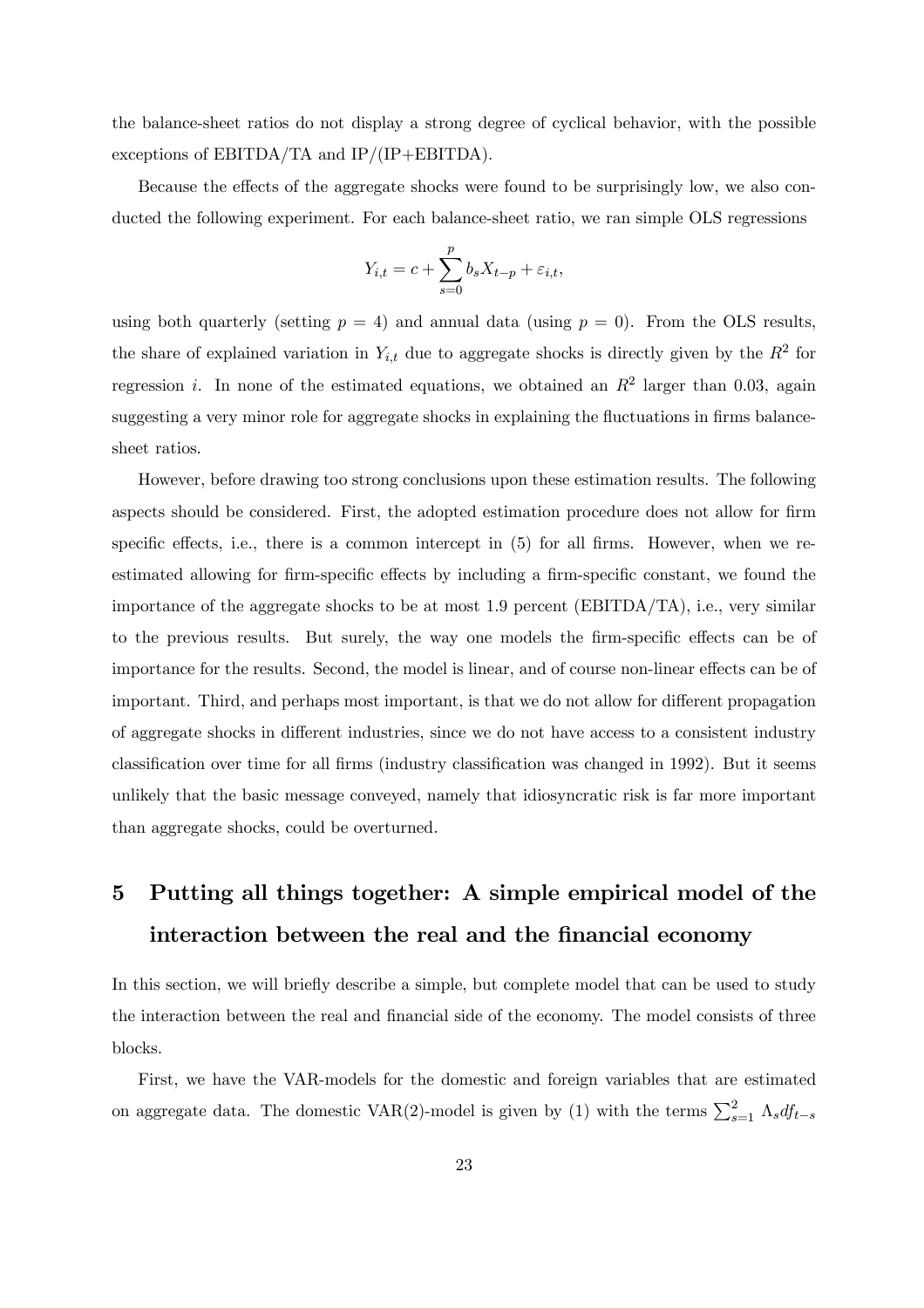the balance-sheet ratios do not display a strong degree of cyclical behavior, with the possible exceptions of EBITDA/TA and IP/(IP+EBITDA).

Because the effects of the aggregate shocks were found to be surprisingly low, we also conducted the following experiment. For each balance-sheet ratio, we ran simple OLS regressions

$$Y_{i,t} = c + \sum_{s=0}^{p} b_s X_{t-p} + \varepsilon_{i,t},$$

using both quarterly (setting $p = 4$) and annual data (using $p = 0$). From the OLS results, the share of explained variation in $Y_{i,t}$ due to aggregate shocks is directly given by the $R^2$ for regression $i$. In none of the estimated equations, we obtained an $R^2$ larger than 0.03, again suggesting a very minor role for aggregate shocks in explaining the fluctuations in firms balance-sheet ratios.

However, before drawing too strong conclusions upon these estimation results. The following aspects should be considered. First, the adopted estimation procedure does not allow for firm specific effects, i.e., there is a common intercept in (5) for all firms. However, when we re-estimated allowing for firm-specific effects by including a firm-specific constant, we found the importance of the aggregate shocks to be at most 1.9 percent (EBITDA/TA), i.e., very similar to the previous results. But surely, the way one models the firm-specific effects can be of importance for the results. Second, the model is linear, and of course non-linear effects can be of important. Third, and perhaps most important, is that we do not allow for different propagation of aggregate shocks in different industries, since we do not have access to a consistent industry classification over time for all firms (industry classification was changed in 1992). But it seems unlikely that the basic message conveyed, namely that idiosyncratic risk is far more important than aggregate shocks, could be overturned.

## 5 Putting all things together: A simple empirical model of the interaction between the real and the financial economy

In this section, we will briefly describe a simple, but complete model that can be used to study the interaction between the real and financial side of the economy. The model consists of three blocks.

First, we have the VAR-models for the domestic and foreign variables that are estimated on aggregate data. The domestic VAR(2)-model is given by (1) with the terms $\sum_{s=1}^{2} \Lambda_s df_{t-s}$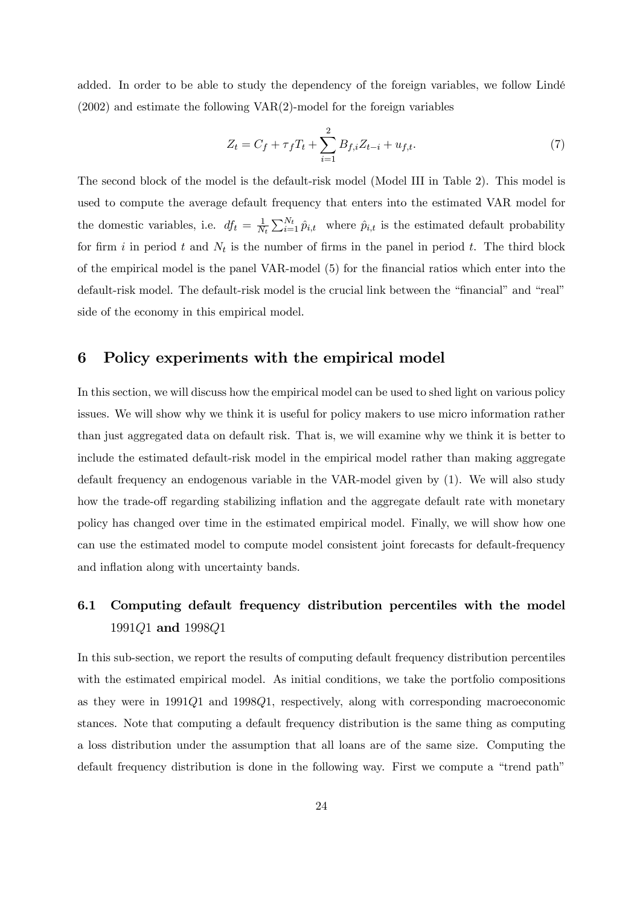added. In order to be able to study the dependency of the foreign variables, we follow Lindé (2002) and estimate the following VAR(2)-model for the foreign variables

$$Z_t = C_f + \tau_f T_t + \sum_{i=1}^{2} B_{f,i} Z_{t-i} + u_{f,t}. \tag{7}$$

The second block of the model is the default-risk model (Model III in Table 2). This model is used to compute the average default frequency that enters into the estimated VAR model for the domestic variables, i.e. $df_t = \frac{1}{N_t} \sum_{i=1}^{N_t} \hat{p}_{i,t}$ where $\hat{p}_{i,t}$ is the estimated default probability for firm $i$ in period $t$ and $N_t$ is the number of firms in the panel in period $t$. The third block of the empirical model is the panel VAR-model (5) for the financial ratios which enter into the default-risk model. The default-risk model is the crucial link between the "financial" and "real" side of the economy in this empirical model.

# 6 Policy experiments with the empirical model

In this section, we will discuss how the empirical model can be used to shed light on various policy issues. We will show why we think it is useful for policy makers to use micro information rather than just aggregated data on default risk. That is, we will examine why we think it is better to include the estimated default-risk model in the empirical model rather than making aggregate default frequency an endogenous variable in the VAR-model given by (1). We will also study how the trade-off regarding stabilizing inflation and the aggregate default rate with monetary policy has changed over time in the estimated empirical model. Finally, we will show how one can use the estimated model to compute model consistent joint forecasts for default-frequency and inflation along with uncertainty bands.

## 6.1 Computing default frequency distribution percentiles with the model 1991$Q$1 and 1998$Q$1

In this sub-section, we report the results of computing default frequency distribution percentiles with the estimated empirical model. As initial conditions, we take the portfolio compositions as they were in 1991$Q$1 and 1998$Q$1, respectively, along with corresponding macroeconomic stances. Note that computing a default frequency distribution is the same thing as computing a loss distribution under the assumption that all loans are of the same size. Computing the default frequency distribution is done in the following way. First we compute a "trend path"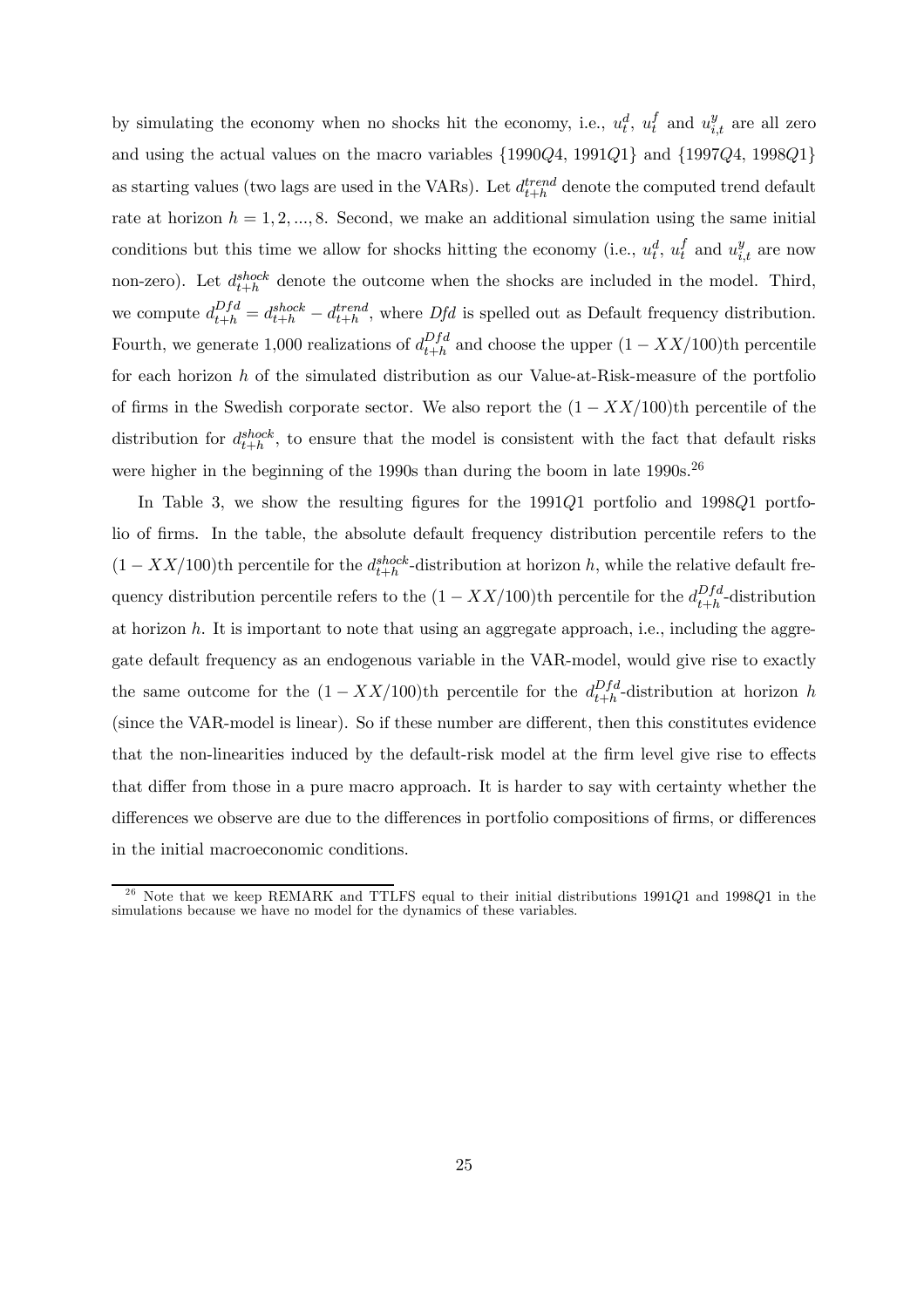by simulating the economy when no shocks hit the economy, i.e., $u_t^d$, $u_t^f$ and $u_{i,t}^y$ are all zero and using the actual values on the macro variables $\{1990Q4, 1991Q1\}$ and $\{1997Q4, 1998Q1\}$ as starting values (two lags are used in the VARs). Let $d_{t+h}^{trend}$ denote the computed trend default rate at horizon $h = 1, 2, ..., 8$. Second, we make an additional simulation using the same initial conditions but this time we allow for shocks hitting the economy (i.e., $u_t^d$, $u_t^f$ and $u_{i,t}^y$ are now non-zero). Let $d_{t+h}^{shock}$ denote the outcome when the shocks are included in the model. Third, we compute $d_{t+h}^{Dfd} = d_{t+h}^{shock} - d_{t+h}^{trend}$, where *Dfd* is spelled out as Default frequency distribution. Fourth, we generate 1,000 realizations of $d_{t+h}^{Dfd}$ and choose the upper $(1 - XX/100)$th percentile for each horizon $h$ of the simulated distribution as our Value-at-Risk-measure of the portfolio of firms in the Swedish corporate sector. We also report the $(1 - XX/100)$th percentile of the distribution for $d_{t+h}^{shock}$, to ensure that the model is consistent with the fact that default risks were higher in the beginning of the 1990s than during the boom in late 1990s.[26]

In Table 3, we show the resulting figures for the $1991Q1$ portfolio and $1998Q1$ portfolio of firms. In the table, the absolute default frequency distribution percentile refers to the $(1 - XX/100)$th percentile for the $d_{t+h}^{shock}$-distribution at horizon $h$, while the relative default frequency distribution percentile refers to the $(1 - XX/100)$th percentile for the $d_{t+h}^{Dfd}$-distribution at horizon $h$. It is important to note that using an aggregate approach, i.e., including the aggregate default frequency as an endogenous variable in the VAR-model, would give rise to exactly the same outcome for the $(1 - XX/100)$th percentile for the $d_{t+h}^{Dfd}$-distribution at horizon $h$ (since the VAR-model is linear). So if these number are different, then this constitutes evidence that the non-linearities induced by the default-risk model at the firm level give rise to effects that differ from those in a pure macro approach. It is harder to say with certainty whether the differences we observe are due to the differences in portfolio compositions of firms, or differences in the initial macroeconomic conditions.

[26] Note that we keep REMARK and TTLFS equal to their initial distributions $1991Q1$ and $1998Q1$ in the simulations because we have no model for the dynamics of these variables.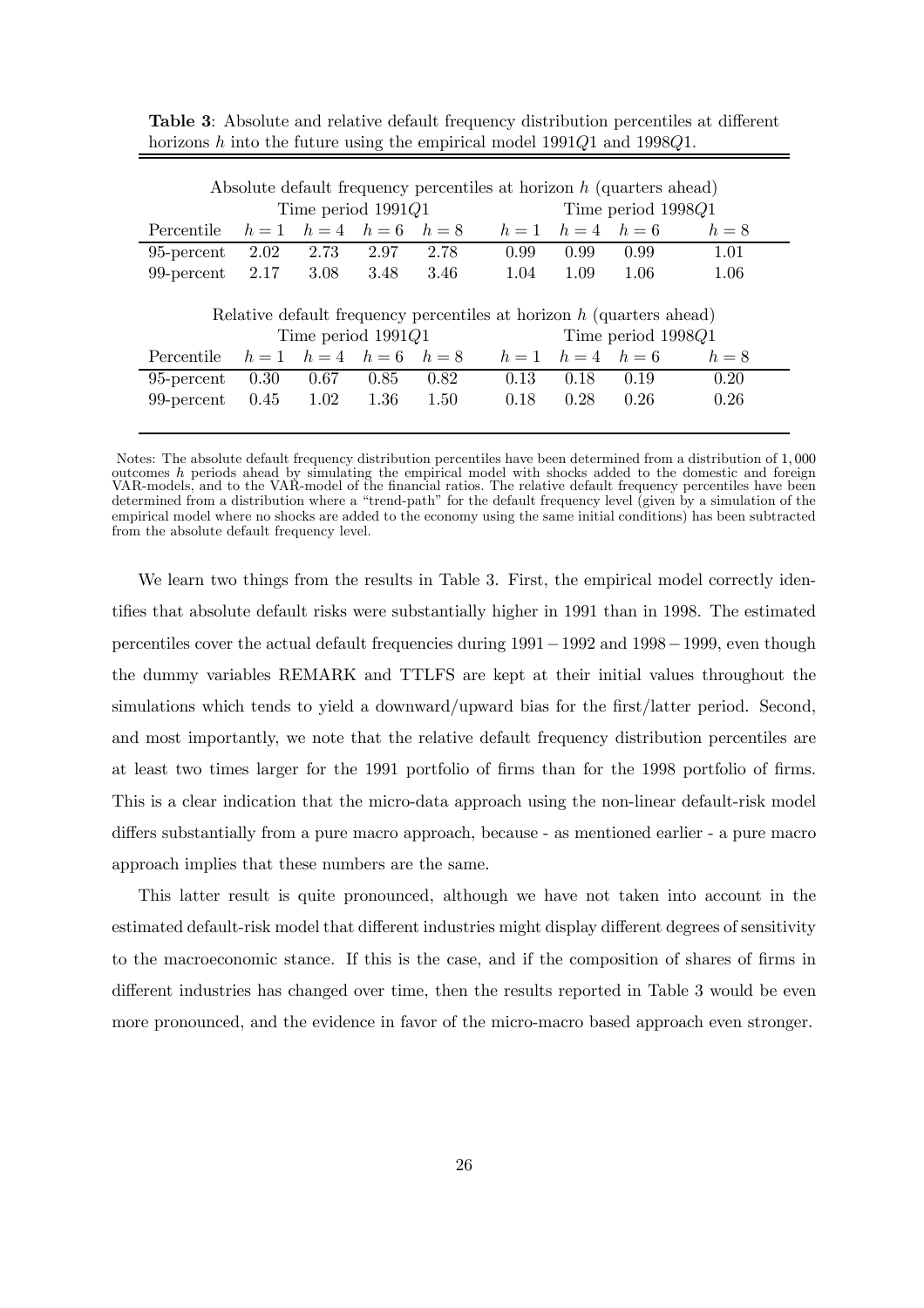**Table 3**: Absolute and relative default frequency distribution percentiles at different horizons $h$ into the future using the empirical model 1991$Q$1 and 1998$Q$1.

| Absolute default frequency percentiles at horizon $h$ (quarters ahead) | | | | | | | | |
|---|---|---|---|---|---|---|---|---|
| | Time period 1991$Q$1 | | | | Time period 1998$Q$1 | | | |
| Percentile | $h=1$ | $h=4$ | $h=6$ | $h=8$ | $h=1$ | $h=4$ | $h=6$ | $h=8$ |
| 95-percent | 2.02 | 2.73 | 2.97 | 2.78 | 0.99 | 0.99 | 0.99 | 1.01 |
| 99-percent | 2.17 | 3.08 | 3.48 | 3.46 | 1.04 | 1.09 | 1.06 | 1.06 |

| Relative default frequency percentiles at horizon $h$ (quarters ahead) | | | | | | | | |
|---|---|---|---|---|---|---|---|---|
| | Time period 1991$Q$1 | | | | Time period 1998$Q$1 | | | |
| Percentile | $h=1$ | $h=4$ | $h=6$ | $h=8$ | $h=1$ | $h=4$ | $h=6$ | $h=8$ |
| 95-percent | 0.30 | 0.67 | 0.85 | 0.82 | 0.13 | 0.18 | 0.19 | 0.20 |
| 99-percent | 0.45 | 1.02 | 1.36 | 1.50 | 0.18 | 0.28 | 0.26 | 0.26 |

Notes: The absolute default frequency distribution percentiles have been determined from a distribution of 1,000 outcomes $h$ periods ahead by simulating the empirical model with shocks added to the domestic and foreign VAR-models, and to the VAR-model of the financial ratios. The relative default frequency percentiles have been determined from a distribution where a "trend-path" for the default frequency level (given by a simulation of the empirical model where no shocks are added to the economy using the same initial conditions) has been subtracted from the absolute default frequency level.

We learn two things from the results in Table 3. First, the empirical model correctly identifies that absolute default risks were substantially higher in 1991 than in 1998. The estimated percentiles cover the actual default frequencies during 1991 − 1992 and 1998 − 1999, even though the dummy variables REMARK and TTLFS are kept at their initial values throughout the simulations which tends to yield a downward/upward bias for the first/latter period. Second, and most importantly, we note that the relative default frequency distribution percentiles are at least two times larger for the 1991 portfolio of firms than for the 1998 portfolio of firms. This is a clear indication that the micro-data approach using the non-linear default-risk model differs substantially from a pure macro approach, because - as mentioned earlier - a pure macro approach implies that these numbers are the same.

This latter result is quite pronounced, although we have not taken into account in the estimated default-risk model that different industries might display different degrees of sensitivity to the macroeconomic stance. If this is the case, and if the composition of shares of firms in different industries has changed over time, then the results reported in Table 3 would be even more pronounced, and the evidence in favor of the micro-macro based approach even stronger.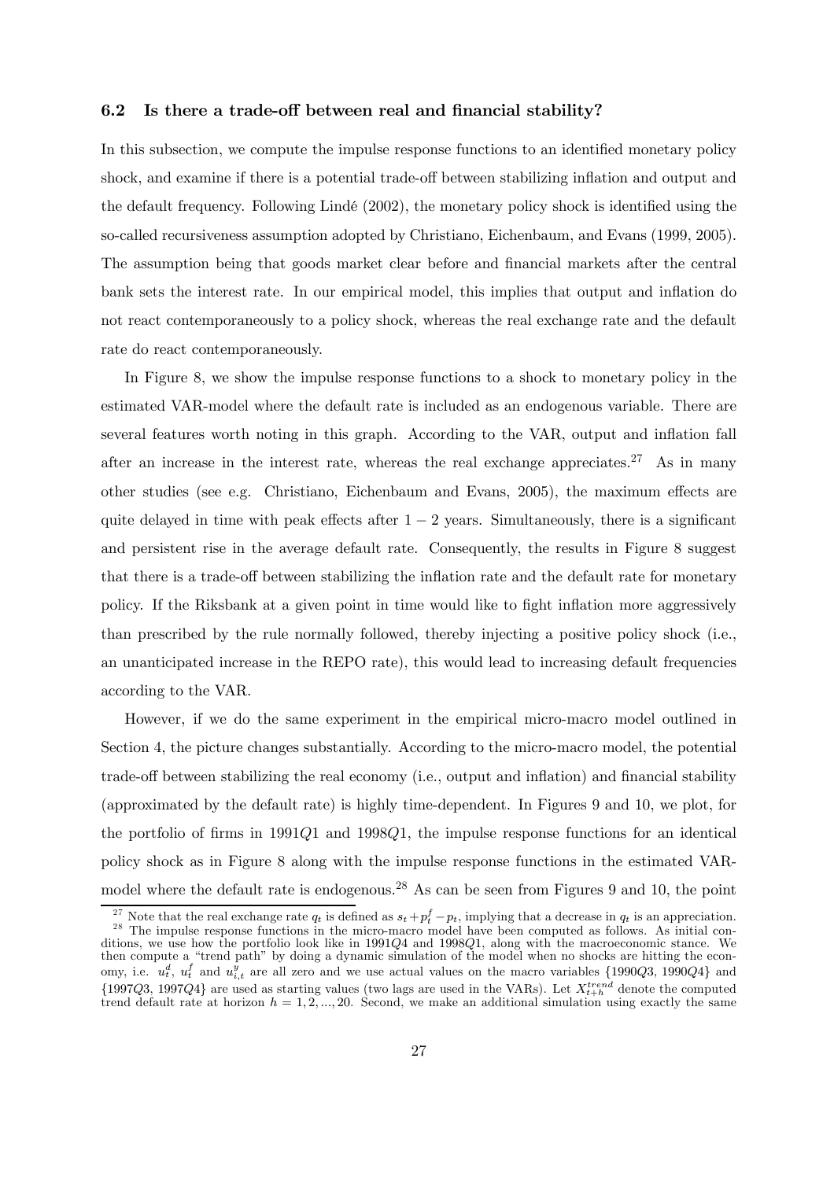### 6.2 Is there a trade-off between real and financial stability?

In this subsection, we compute the impulse response functions to an identified monetary policy shock, and examine if there is a potential trade-off between stabilizing inflation and output and the default frequency. Following Lindé (2002), the monetary policy shock is identified using the so-called recursiveness assumption adopted by Christiano, Eichenbaum, and Evans (1999, 2005). The assumption being that goods market clear before and financial markets after the central bank sets the interest rate. In our empirical model, this implies that output and inflation do not react contemporaneously to a policy shock, whereas the real exchange rate and the default rate do react contemporaneously.

In Figure 8, we show the impulse response functions to a shock to monetary policy in the estimated VAR-model where the default rate is included as an endogenous variable. There are several features worth noting in this graph. According to the VAR, output and inflation fall after an increase in the interest rate, whereas the real exchange appreciates.[27] As in many other studies (see e.g. Christiano, Eichenbaum and Evans, 2005), the maximum effects are quite delayed in time with peak effects after $1-2$ years. Simultaneously, there is a significant and persistent rise in the average default rate. Consequently, the results in Figure 8 suggest that there is a trade-off between stabilizing the inflation rate and the default rate for monetary policy. If the Riksbank at a given point in time would like to fight inflation more aggressively than prescribed by the rule normally followed, thereby injecting a positive policy shock (i.e., an unanticipated increase in the REPO rate), this would lead to increasing default frequencies according to the VAR.

However, if we do the same experiment in the empirical micro-macro model outlined in Section 4, the picture changes substantially. According to the micro-macro model, the potential trade-off between stabilizing the real economy (i.e., output and inflation) and financial stability (approximated by the default rate) is highly time-dependent. In Figures 9 and 10, we plot, for the portfolio of firms in $1991Q1$ and $1998Q1$, the impulse response functions for an identical policy shock as in Figure 8 along with the impulse response functions in the estimated VAR-model where the default rate is endogenous.[28] As can be seen from Figures 9 and 10, the point

[27] Note that the real exchange rate $q_t$ is defined as $s_t + p_t^f - p_t$, implying that a decrease in $q_t$ is an appreciation.

[28] The impulse response functions in the micro-macro model have been computed as follows. As initial conditions, we use how the portfolio look like in $1991Q4$ and $1998Q1$, along with the macroeconomic stance. We then compute a "trend path" by doing a dynamic simulation of the model when no shocks are hitting the economy, i.e. $u_t^d$, $u_t^f$ and $u_{i,t}^y$ are all zero and we use actual values on the macro variables $\{1990Q3, 1990Q4\}$ and $\{1997Q3, 1997Q4\}$ are used as starting values (two lags are used in the VARs). Let $X_{t+h}^{trend}$ denote the computed trend default rate at horizon $h = 1, 2, ..., 20$. Second, we make an additional simulation using exactly the same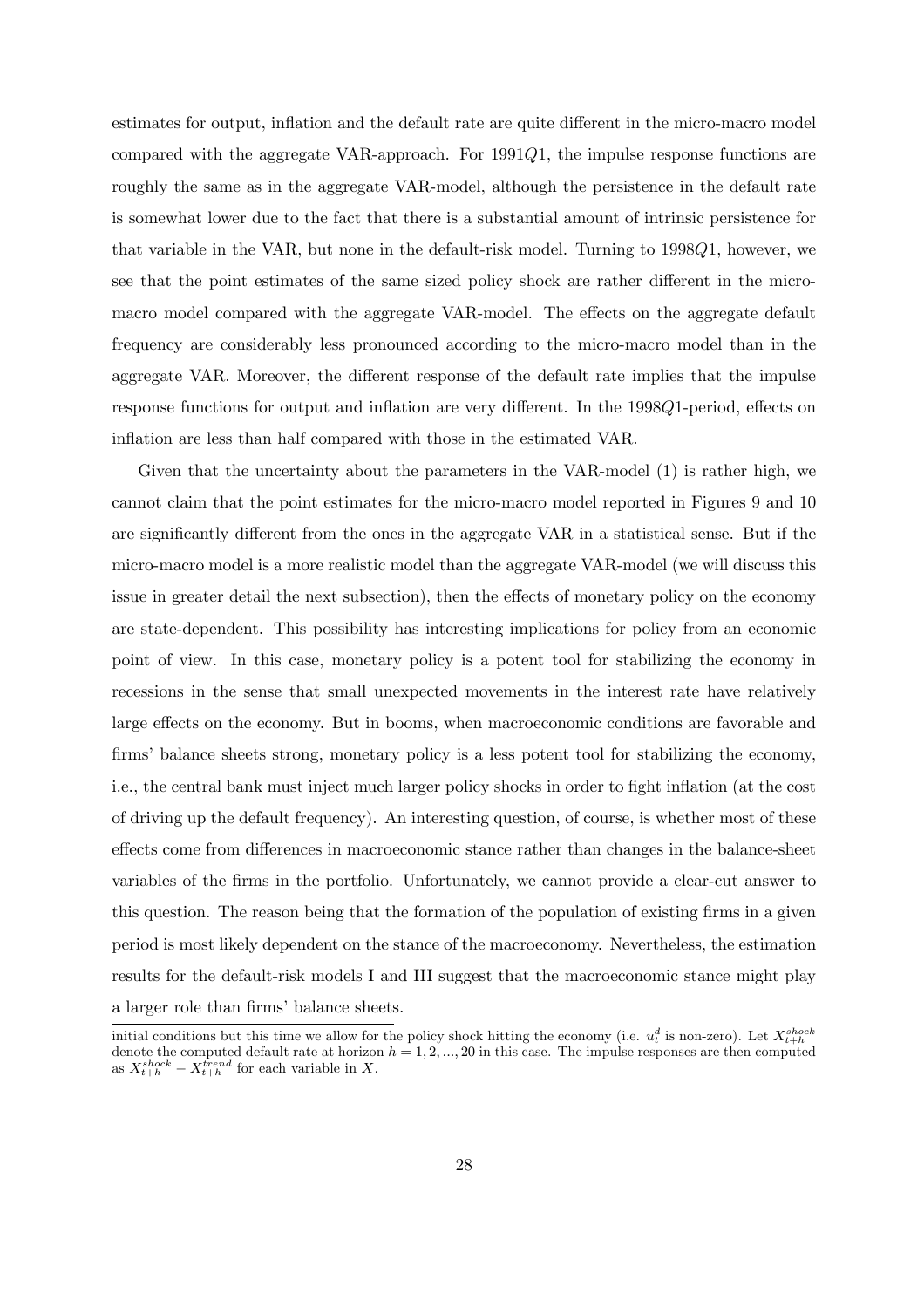estimates for output, inflation and the default rate are quite different in the micro-macro model compared with the aggregate VAR-approach. For $1991Q1$, the impulse response functions are roughly the same as in the aggregate VAR-model, although the persistence in the default rate is somewhat lower due to the fact that there is a substantial amount of intrinsic persistence for that variable in the VAR, but none in the default-risk model. Turning to $1998Q1$, however, we see that the point estimates of the same sized policy shock are rather different in the micro-macro model compared with the aggregate VAR-model. The effects on the aggregate default frequency are considerably less pronounced according to the micro-macro model than in the aggregate VAR. Moreover, the different response of the default rate implies that the impulse response functions for output and inflation are very different. In the $1998Q1$-period, effects on inflation are less than half compared with those in the estimated VAR.

Given that the uncertainty about the parameters in the VAR-model (1) is rather high, we cannot claim that the point estimates for the micro-macro model reported in Figures 9 and 10 are significantly different from the ones in the aggregate VAR in a statistical sense. But if the micro-macro model is a more realistic model than the aggregate VAR-model (we will discuss this issue in greater detail the next subsection), then the effects of monetary policy on the economy are state-dependent. This possibility has interesting implications for policy from an economic point of view. In this case, monetary policy is a potent tool for stabilizing the economy in recessions in the sense that small unexpected movements in the interest rate have relatively large effects on the economy. But in booms, when macroeconomic conditions are favorable and firms' balance sheets strong, monetary policy is a less potent tool for stabilizing the economy, i.e., the central bank must inject much larger policy shocks in order to fight inflation (at the cost of driving up the default frequency). An interesting question, of course, is whether most of these effects come from differences in macroeconomic stance rather than changes in the balance-sheet variables of the firms in the portfolio. Unfortunately, we cannot provide a clear-cut answer to this question. The reason being that the formation of the population of existing firms in a given period is most likely dependent on the stance of the macroeconomy. Nevertheless, the estimation results for the default-risk models I and III suggest that the macroeconomic stance might play a larger role than firms' balance sheets.

initial conditions but this time we allow for the policy shock hitting the economy (i.e. $u_t^d$ is non-zero). Let $X_{t+h}^{shock}$ denote the computed default rate at horizon $h = 1, 2, ..., 20$ in this case. The impulse responses are then computed as $X_{t+h}^{shock} - X_{t+h}^{trend}$ for each variable in $X$.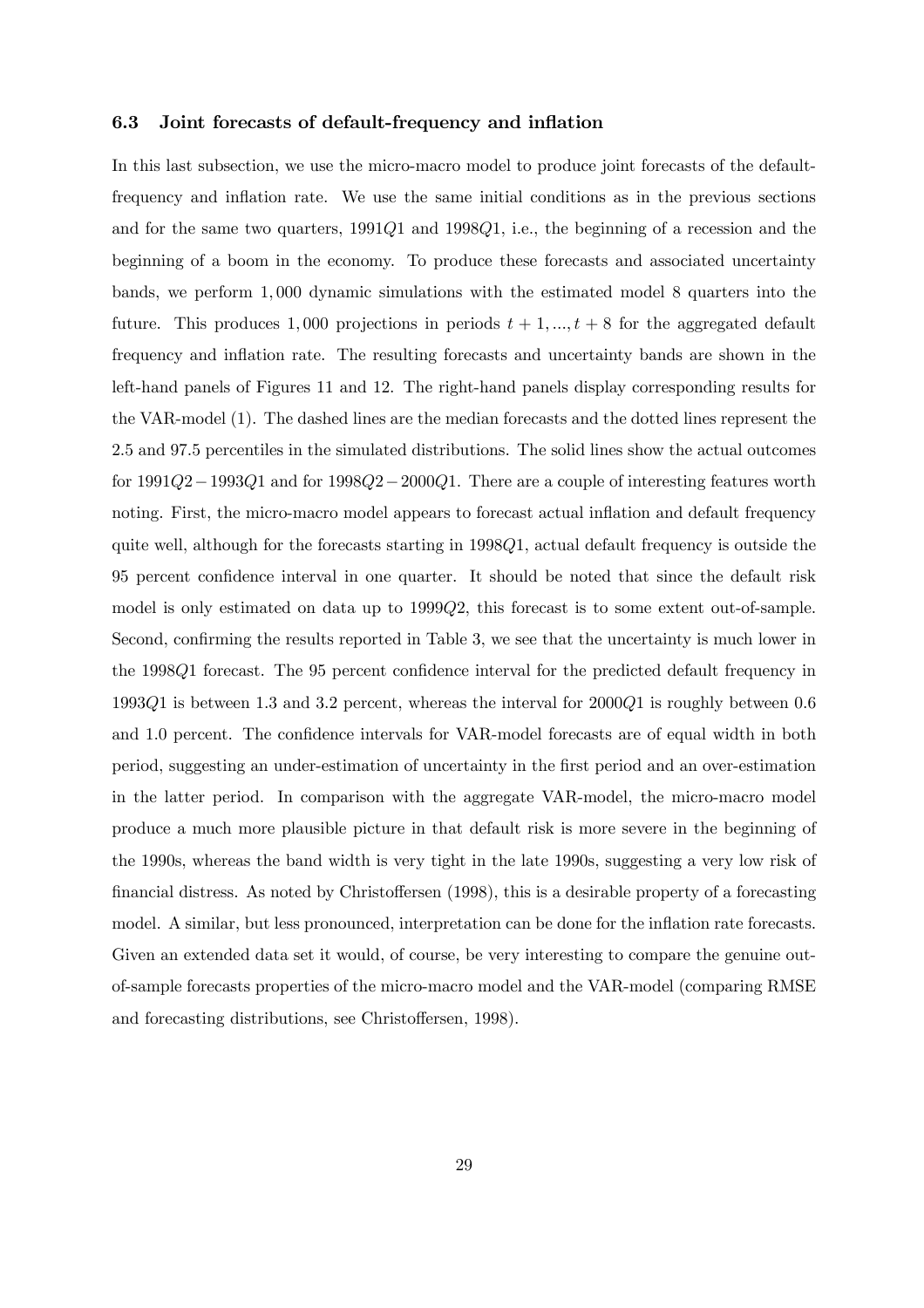### 6.3 Joint forecasts of default-frequency and inflation

In this last subsection, we use the micro-macro model to produce joint forecasts of the default-frequency and inflation rate. We use the same initial conditions as in the previous sections and for the same two quarters, $1991Q1$ and $1998Q1$, i.e., the beginning of a recession and the beginning of a boom in the economy. To produce these forecasts and associated uncertainty bands, we perform 1,000 dynamic simulations with the estimated model 8 quarters into the future. This produces 1,000 projections in periods $t+1, ..., t+8$ for the aggregated default frequency and inflation rate. The resulting forecasts and uncertainty bands are shown in the left-hand panels of Figures 11 and 12. The right-hand panels display corresponding results for the VAR-model (1). The dashed lines are the median forecasts and the dotted lines represent the 2.5 and 97.5 percentiles in the simulated distributions. The solid lines show the actual outcomes for $1991Q2-1993Q1$ and for $1998Q2-2000Q1$. There are a couple of interesting features worth noting. First, the micro-macro model appears to forecast actual inflation and default frequency quite well, although for the forecasts starting in $1998Q1$, actual default frequency is outside the 95 percent confidence interval in one quarter. It should be noted that since the default risk model is only estimated on data up to $1999Q2$, this forecast is to some extent out-of-sample. Second, confirming the results reported in Table 3, we see that the uncertainty is much lower in the $1998Q1$ forecast. The 95 percent confidence interval for the predicted default frequency in $1993Q1$ is between 1.3 and 3.2 percent, whereas the interval for $2000Q1$ is roughly between 0.6 and 1.0 percent. The confidence intervals for VAR-model forecasts are of equal width in both period, suggesting an under-estimation of uncertainty in the first period and an over-estimation in the latter period. In comparison with the aggregate VAR-model, the micro-macro model produce a much more plausible picture in that default risk is more severe in the beginning of the 1990s, whereas the band width is very tight in the late 1990s, suggesting a very low risk of financial distress. As noted by Christoffersen (1998), this is a desirable property of a forecasting model. A similar, but less pronounced, interpretation can be done for the inflation rate forecasts. Given an extended data set it would, of course, be very interesting to compare the genuine out-of-sample forecasts properties of the micro-macro model and the VAR-model (comparing RMSE and forecasting distributions, see Christoffersen, 1998).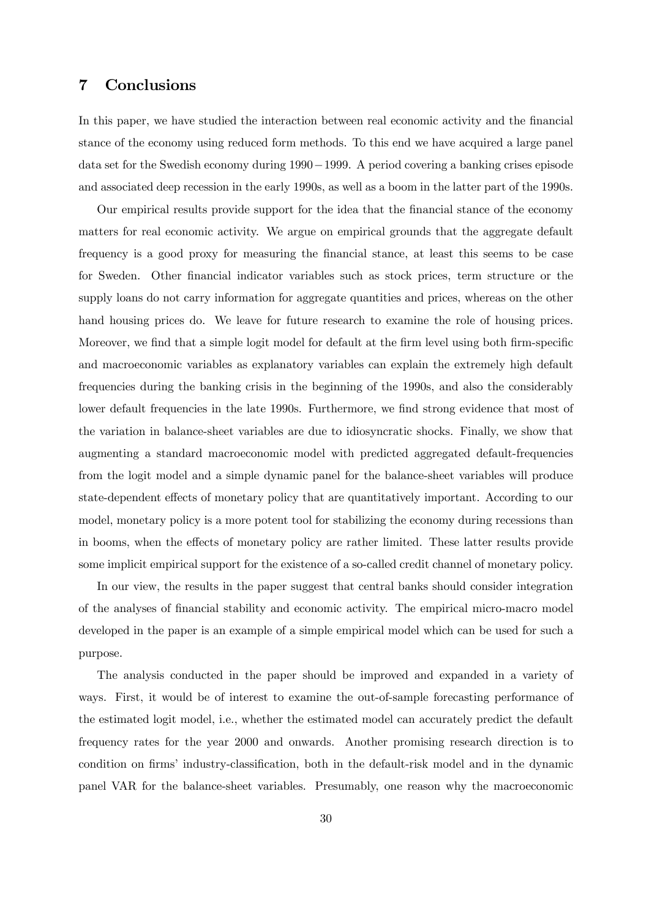## 7 Conclusions

In this paper, we have studied the interaction between real economic activity and the financial stance of the economy using reduced form methods. To this end we have acquired a large panel data set for the Swedish economy during $1990-1999$. A period covering a banking crises episode and associated deep recession in the early 1990s, as well as a boom in the latter part of the 1990s.

Our empirical results provide support for the idea that the financial stance of the economy matters for real economic activity. We argue on empirical grounds that the aggregate default frequency is a good proxy for measuring the financial stance, at least this seems to be case for Sweden. Other financial indicator variables such as stock prices, term structure or the supply loans do not carry information for aggregate quantities and prices, whereas on the other hand housing prices do. We leave for future research to examine the role of housing prices. Moreover, we find that a simple logit model for default at the firm level using both firm-specific and macroeconomic variables as explanatory variables can explain the extremely high default frequencies during the banking crisis in the beginning of the 1990s, and also the considerably lower default frequencies in the late 1990s. Furthermore, we find strong evidence that most of the variation in balance-sheet variables are due to idiosyncratic shocks. Finally, we show that augmenting a standard macroeconomic model with predicted aggregated default-frequencies from the logit model and a simple dynamic panel for the balance-sheet variables will produce state-dependent effects of monetary policy that are quantitatively important. According to our model, monetary policy is a more potent tool for stabilizing the economy during recessions than in booms, when the effects of monetary policy are rather limited. These latter results provide some implicit empirical support for the existence of a so-called credit channel of monetary policy.

In our view, the results in the paper suggest that central banks should consider integration of the analyses of financial stability and economic activity. The empirical micro-macro model developed in the paper is an example of a simple empirical model which can be used for such a purpose.

The analysis conducted in the paper should be improved and expanded in a variety of ways. First, it would be of interest to examine the out-of-sample forecasting performance of the estimated logit model, i.e., whether the estimated model can accurately predict the default frequency rates for the year 2000 and onwards. Another promising research direction is to condition on firms' industry-classification, both in the default-risk model and in the dynamic panel VAR for the balance-sheet variables. Presumably, one reason why the macroeconomic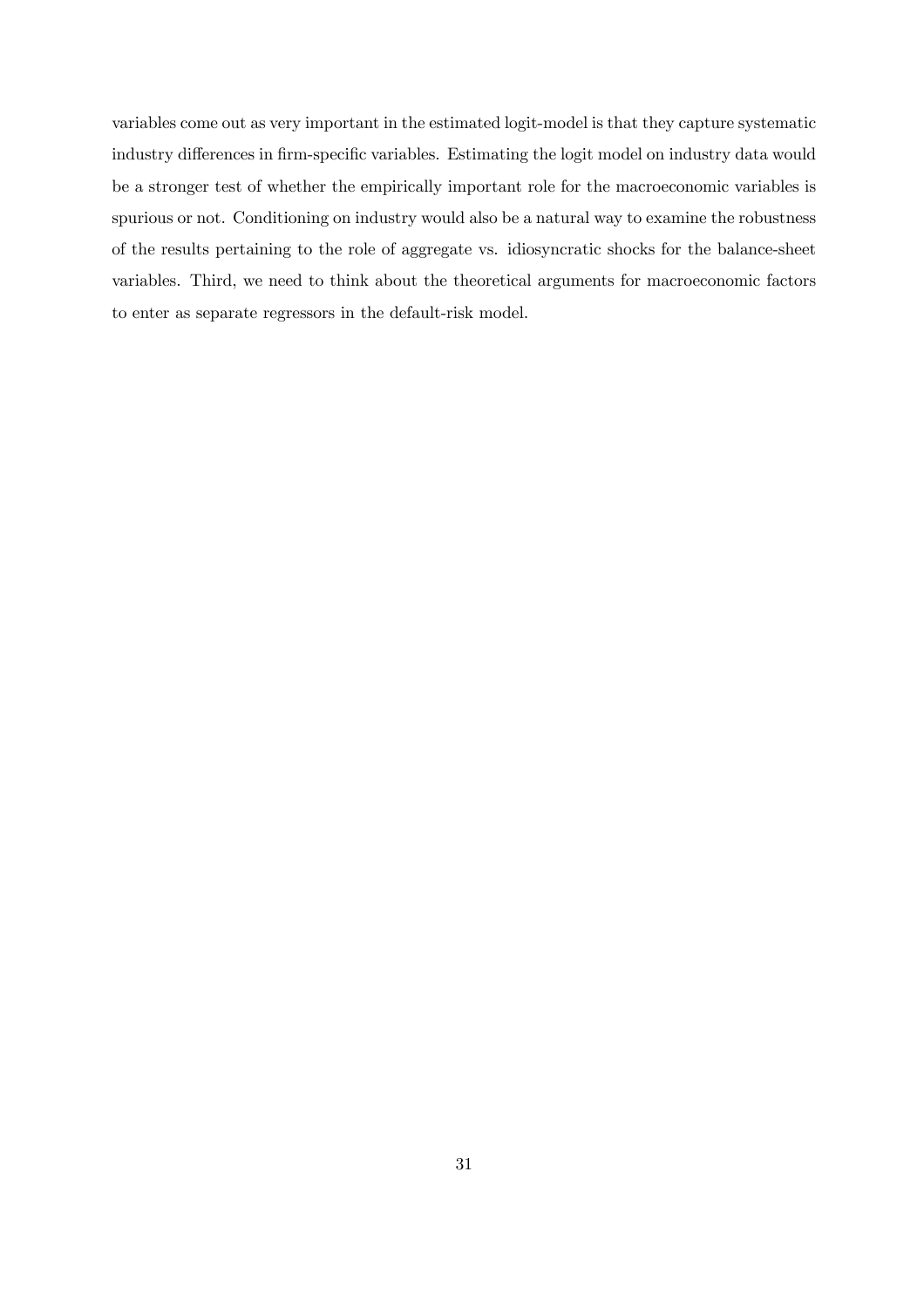variables come out as very important in the estimated logit-model is that they capture systematic industry differences in firm-specific variables. Estimating the logit model on industry data would be a stronger test of whether the empirically important role for the macroeconomic variables is spurious or not. Conditioning on industry would also be a natural way to examine the robustness of the results pertaining to the role of aggregate vs. idiosyncratic shocks for the balance-sheet variables. Third, we need to think about the theoretical arguments for macroeconomic factors to enter as separate regressors in the default-risk model.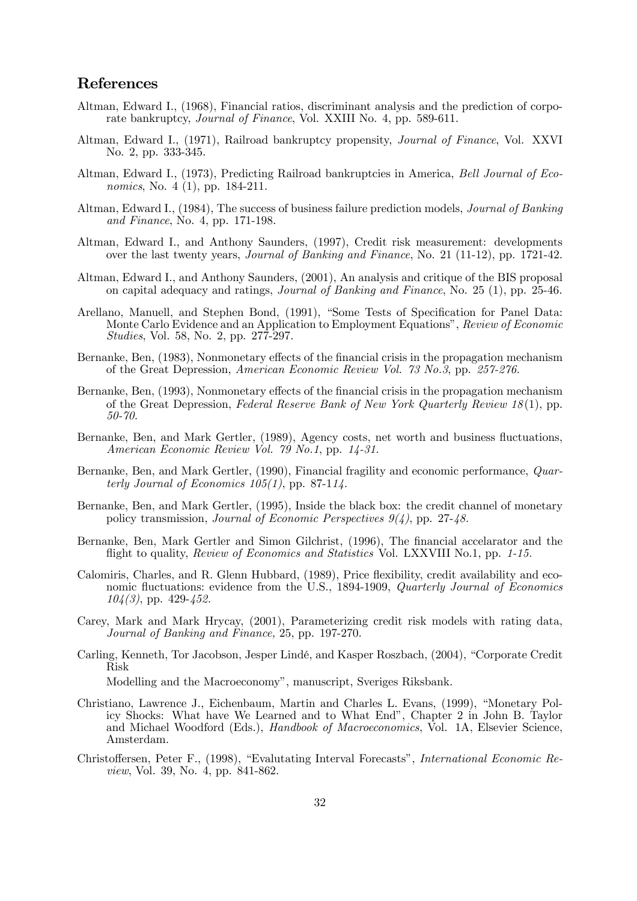## References

Altman, Edward I., (1968), Financial ratios, discriminant analysis and the prediction of corporate bankruptcy, *Journal of Finance*, Vol. XXIII No. 4, pp. 589-611.

Altman, Edward I., (1971), Railroad bankruptcy propensity, *Journal of Finance*, Vol. XXVI No. 2, pp. 333-345.

Altman, Edward I., (1973), Predicting Railroad bankruptcies in America, *Bell Journal of Economics*, No. 4 (1), pp. 184-211.

Altman, Edward I., (1984), The success of business failure prediction models, *Journal of Banking and Finance*, No. 4, pp. 171-198.

Altman, Edward I., and Anthony Saunders, (1997), Credit risk measurement: developments over the last twenty years, *Journal of Banking and Finance*, No. 21 (11-12), pp. 1721-42.

Altman, Edward I., and Anthony Saunders, (2001), An analysis and critique of the BIS proposal on capital adequacy and ratings, *Journal of Banking and Finance*, No. 25 (1), pp. 25-46.

Arellano, Manuell, and Stephen Bond, (1991), "Some Tests of Specification for Panel Data: Monte Carlo Evidence and an Application to Employment Equations", *Review of Economic Studies*, Vol. 58, No. 2, pp. 277-297.

Bernanke, Ben, (1983), Nonmonetary effects of the financial crisis in the propagation mechanism of the Great Depression, *American Economic Review Vol. 73 No.3*, pp. *257-276.*

Bernanke, Ben, (1993), Nonmonetary effects of the financial crisis in the propagation mechanism of the Great Depression, *Federal Reserve Bank of New York Quarterly Review 18*(1), pp. *50-70.*

Bernanke, Ben, and Mark Gertler, (1989), Agency costs, net worth and business fluctuations, *American Economic Review Vol. 79 No.1*, pp. *14-31.*

Bernanke, Ben, and Mark Gertler, (1990), Financial fragility and economic performance, *Quarterly Journal of Economics 105(1)*, pp. 87-1*14.*

Bernanke, Ben, and Mark Gertler, (1995), Inside the black box: the credit channel of monetary policy transmission, *Journal of Economic Perspectives 9(4)*, pp. 27-*48.*

Bernanke, Ben, Mark Gertler and Simon Gilchrist, (1996), The financial accelarator and the flight to quality, *Review of Economics and Statistics* Vol. LXXVIII No.1, pp. *1-15.*

Calomiris, Charles, and R. Glenn Hubbard, (1989), Price flexibility, credit availability and economic fluctuations: evidence from the U.S., 1894-1909, *Quarterly Journal of Economics 104(3)*, pp. 429-*452.*

Carey, Mark and Mark Hrycay, (2001), Parameterizing credit risk models with rating data, *Journal of Banking and Finance,* 25, pp. 197-270.

Carling, Kenneth, Tor Jacobson, Jesper Lindé, and Kasper Roszbach, (2004), "Corporate Credit Risk
Modelling and the Macroeconomy", manuscript, Sveriges Riksbank.

Christiano, Lawrence J., Eichenbaum, Martin and Charles L. Evans, (1999), "Monetary Policy Shocks: What have We Learned and to What End", Chapter 2 in John B. Taylor and Michael Woodford (Eds.), *Handbook of Macroeconomics*, Vol. 1A, Elsevier Science, Amsterdam.

Christoffersen, Peter F., (1998), "Evalutating Interval Forecasts", *International Economic Review*, Vol. 39, No. 4, pp. 841-862.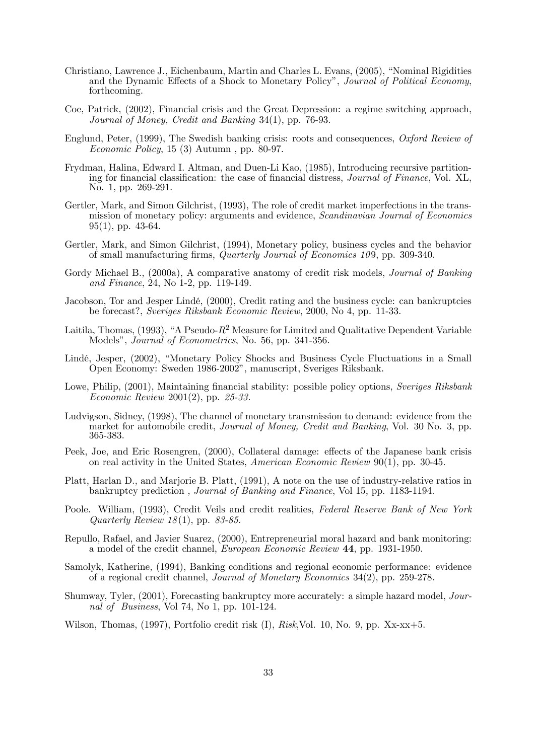Christiano, Lawrence J., Eichenbaum, Martin and Charles L. Evans, (2005), "Nominal Rigidities and the Dynamic Effects of a Shock to Monetary Policy", *Journal of Political Economy*, forthcoming.

Coe, Patrick, (2002), Financial crisis and the Great Depression: a regime switching approach, *Journal of Money, Credit and Banking* 34(1), pp. 76-93.

Englund, Peter, (1999), The Swedish banking crisis: roots and consequences, *Oxford Review of Economic Policy*, 15 (3) Autumn , pp. 80-97.

Frydman, Halina, Edward I. Altman, and Duen-Li Kao, (1985), Introducing recursive partitioning for financial classification: the case of financial distress, *Journal of Finance*, Vol. XL, No. 1, pp. 269-291.

Gertler, Mark, and Simon Gilchrist, (1993), The role of credit market imperfections in the transmission of monetary policy: arguments and evidence, *Scandinavian Journal of Economics* 95(1), pp. 43-64.

Gertler, Mark, and Simon Gilchrist, (1994), Monetary policy, business cycles and the behavior of small manufacturing firms, *Quarterly Journal of Economics 109*, pp. 309-340.

Gordy Michael B., (2000a), A comparative anatomy of credit risk models, *Journal of Banking and Finance*, 24, No 1-2, pp. 119-149.

Jacobson, Tor and Jesper Lindé, (2000), Credit rating and the business cycle: can bankruptcies be forecast?, *Sveriges Riksbank Economic Review*, 2000, No 4, pp. 11-33.

Laitila, Thomas, (1993), "A Pseudo-$R^2$ Measure for Limited and Qualitative Dependent Variable Models", *Journal of Econometrics*, No. 56, pp. 341-356.

Lindé, Jesper, (2002), "Monetary Policy Shocks and Business Cycle Fluctuations in a Small Open Economy: Sweden 1986-2002", manuscript, Sveriges Riksbank.

Lowe, Philip, (2001), Maintaining financial stability: possible policy options, *Sveriges Riksbank Economic Review* 2001(2), pp. *25-33*.

Ludvigson, Sidney, (1998), The channel of monetary transmission to demand: evidence from the market for automobile credit, *Journal of Money, Credit and Banking*, Vol. 30 No. 3, pp. 365-383.

Peek, Joe, and Eric Rosengren, (2000), Collateral damage: effects of the Japanese bank crisis on real activity in the United States, *American Economic Review* 90(1), pp. 30-45.

Platt, Harlan D., and Marjorie B. Platt, (1991), A note on the use of industry-relative ratios in bankruptcy prediction , *Journal of Banking and Finance*, Vol 15, pp. 1183-1194.

Poole. William, (1993), Credit Veils and credit realities, *Federal Reserve Bank of New York Quarterly Review 18*(1), pp. *83-85*.

Repullo, Rafael, and Javier Suarez, (2000), Entrepreneurial moral hazard and bank monitoring: a model of the credit channel, *European Economic Review* **44**, pp. 1931-1950.

Samolyk, Katherine, (1994), Banking conditions and regional economic performance: evidence of a regional credit channel, *Journal of Monetary Economics* 34(2), pp. 259-278.

Shumway, Tyler, (2001), Forecasting bankruptcy more accurately: a simple hazard model, *Journal of Business*, Vol 74, No 1, pp. 101-124.

Wilson, Thomas, (1997), Portfolio credit risk (I), *Risk*,Vol. 10, No. 9, pp. Xx-xx+5.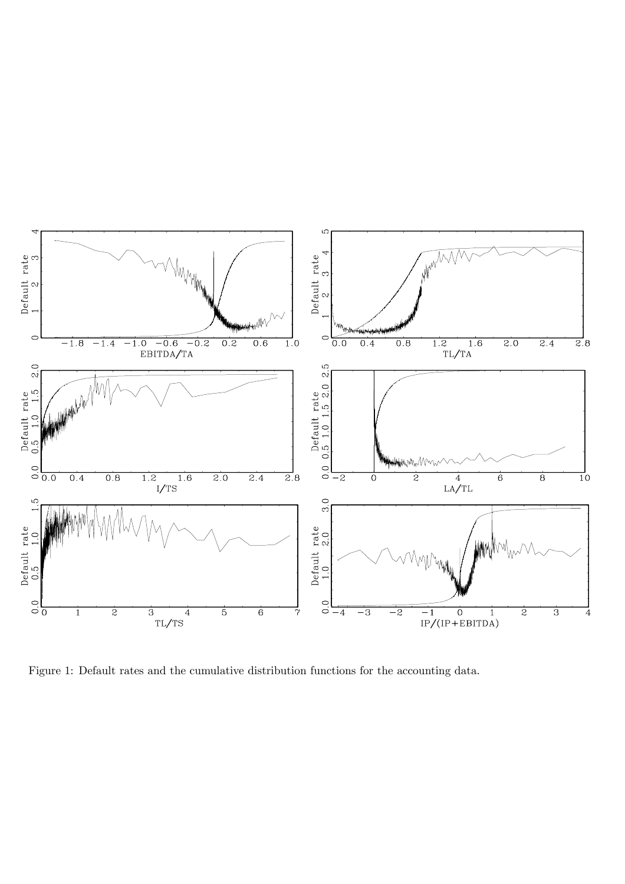Figure 1: Default rates and the cumulative distribution functions for the accounting data.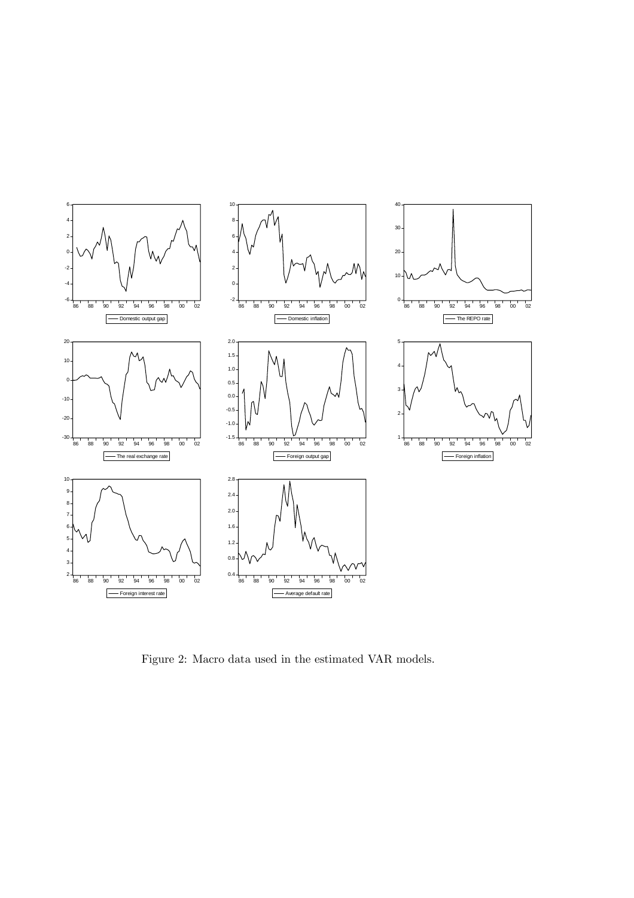Figure 2: Macro data used in the estimated VAR models.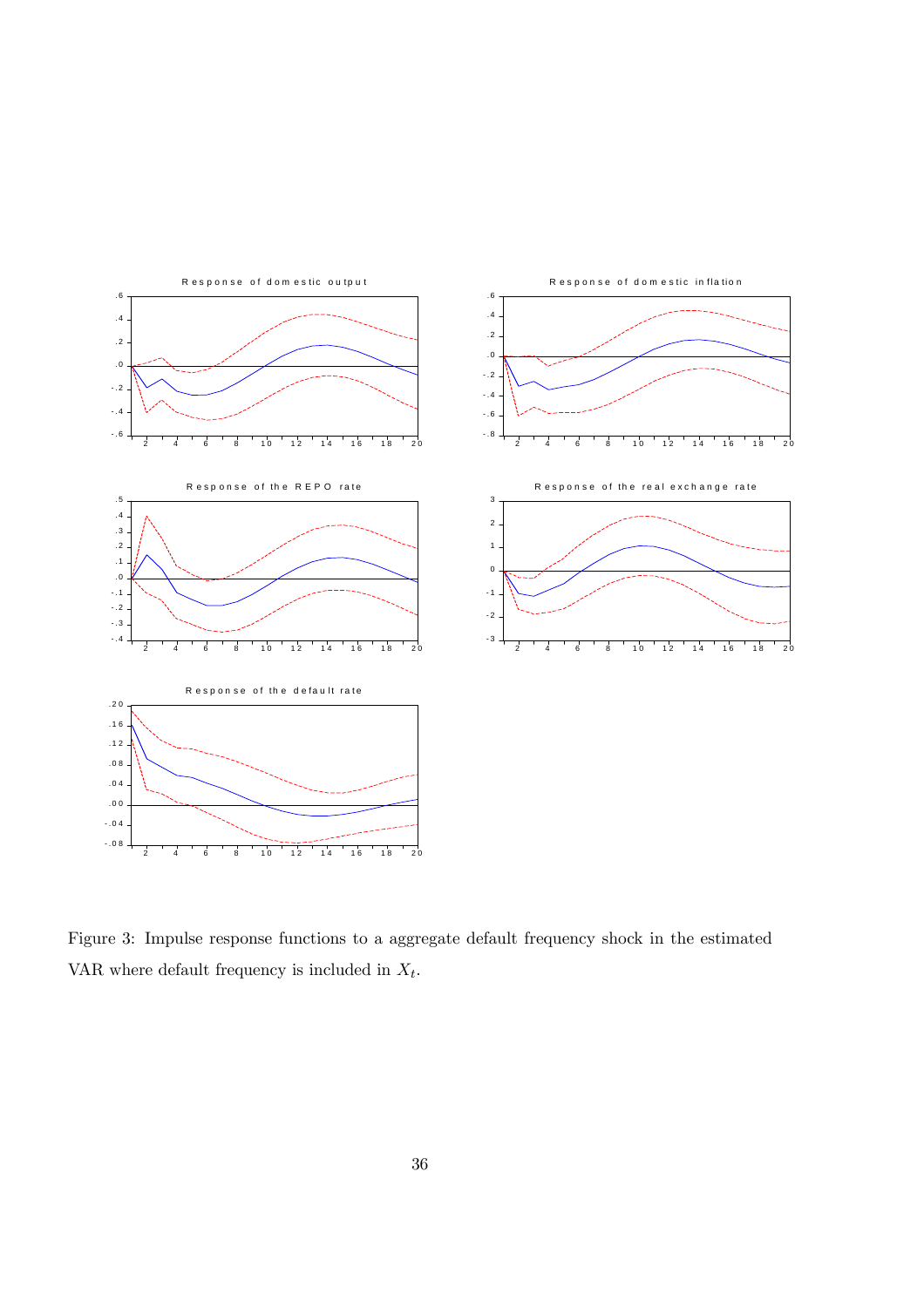Figure 3: Impulse response functions to a aggregate default frequency shock in the estimated VAR where default frequency is included in $X_t$.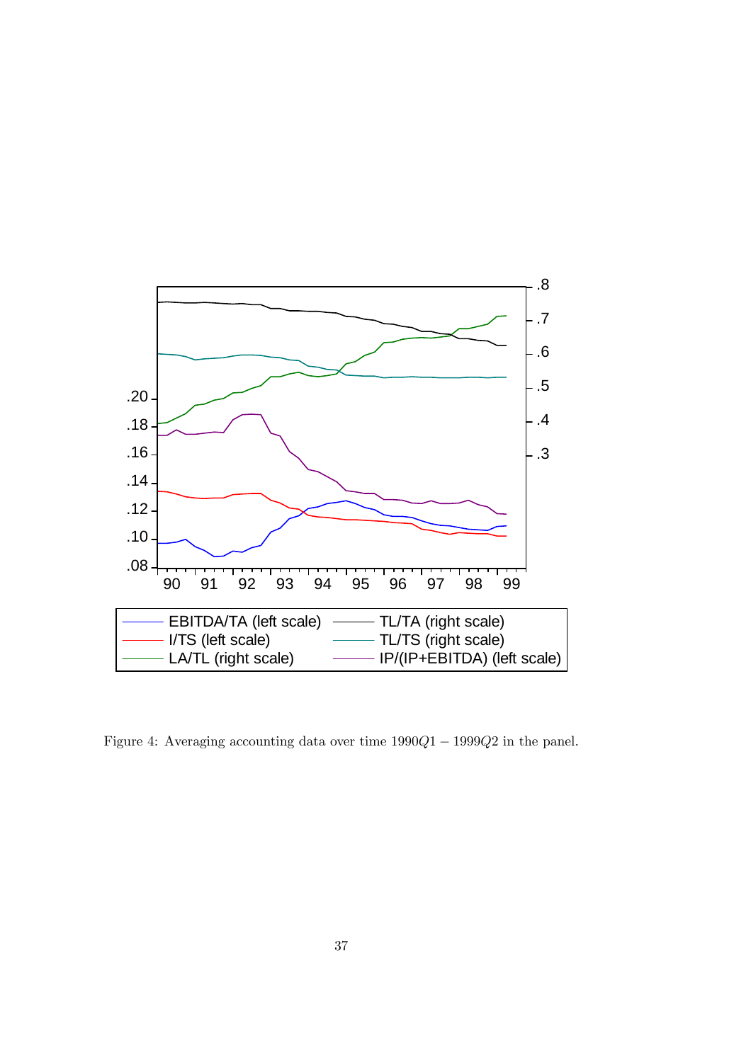Figure 4: Averaging accounting data over time 1990$Q1$ − 1999$Q2$ in the panel.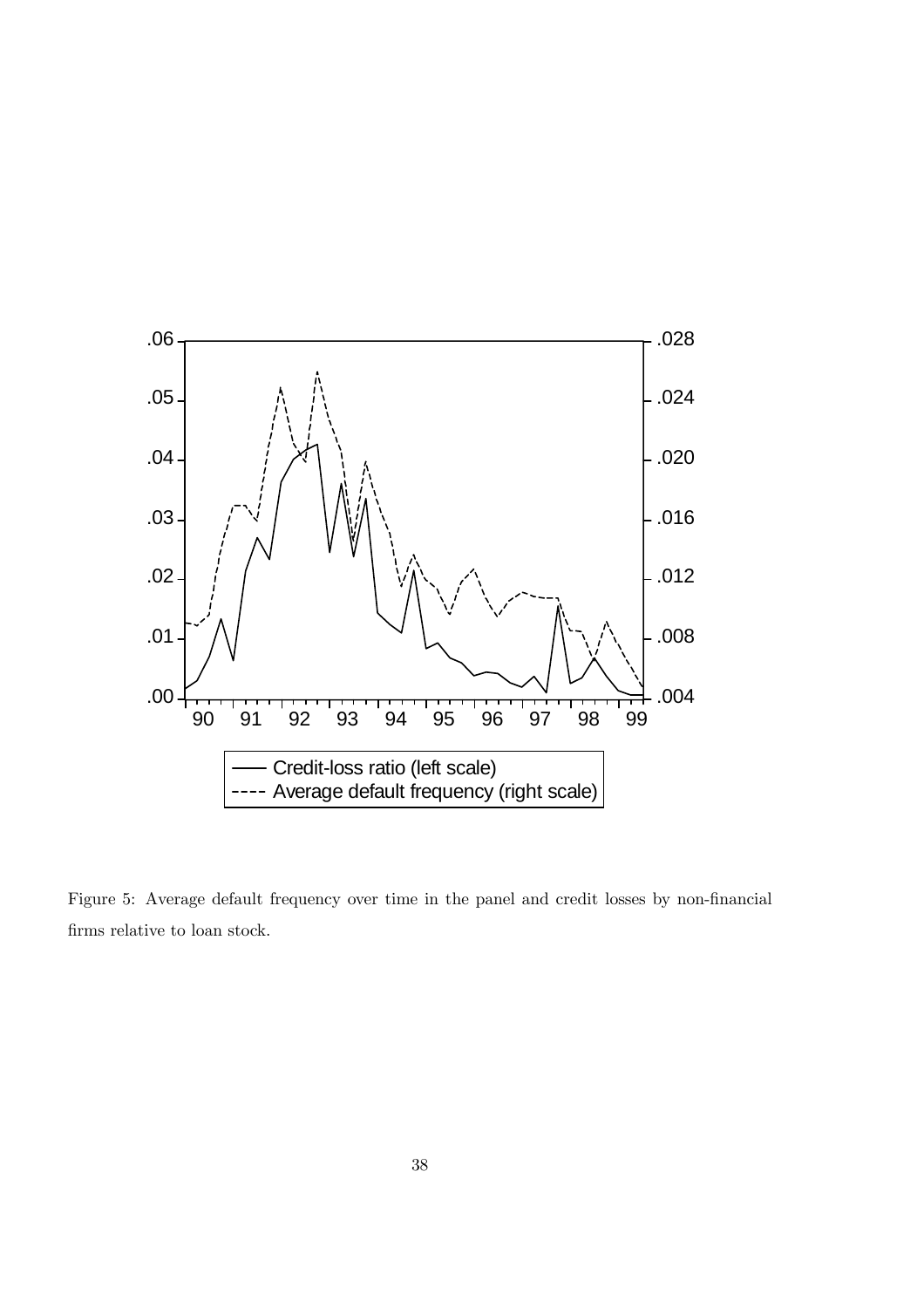Figure 5: Average default frequency over time in the panel and credit losses by non-financial firms relative to loan stock.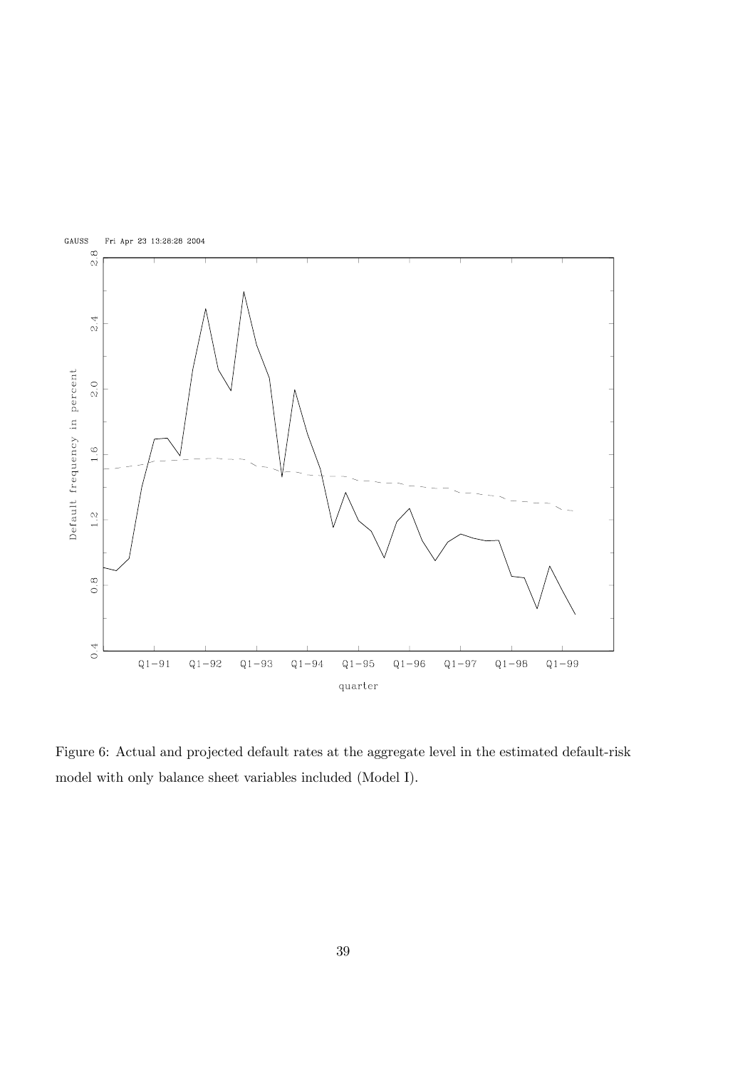Figure 6: Actual and projected default rates at the aggregate level in the estimated default-risk model with only balance sheet variables included (Model I).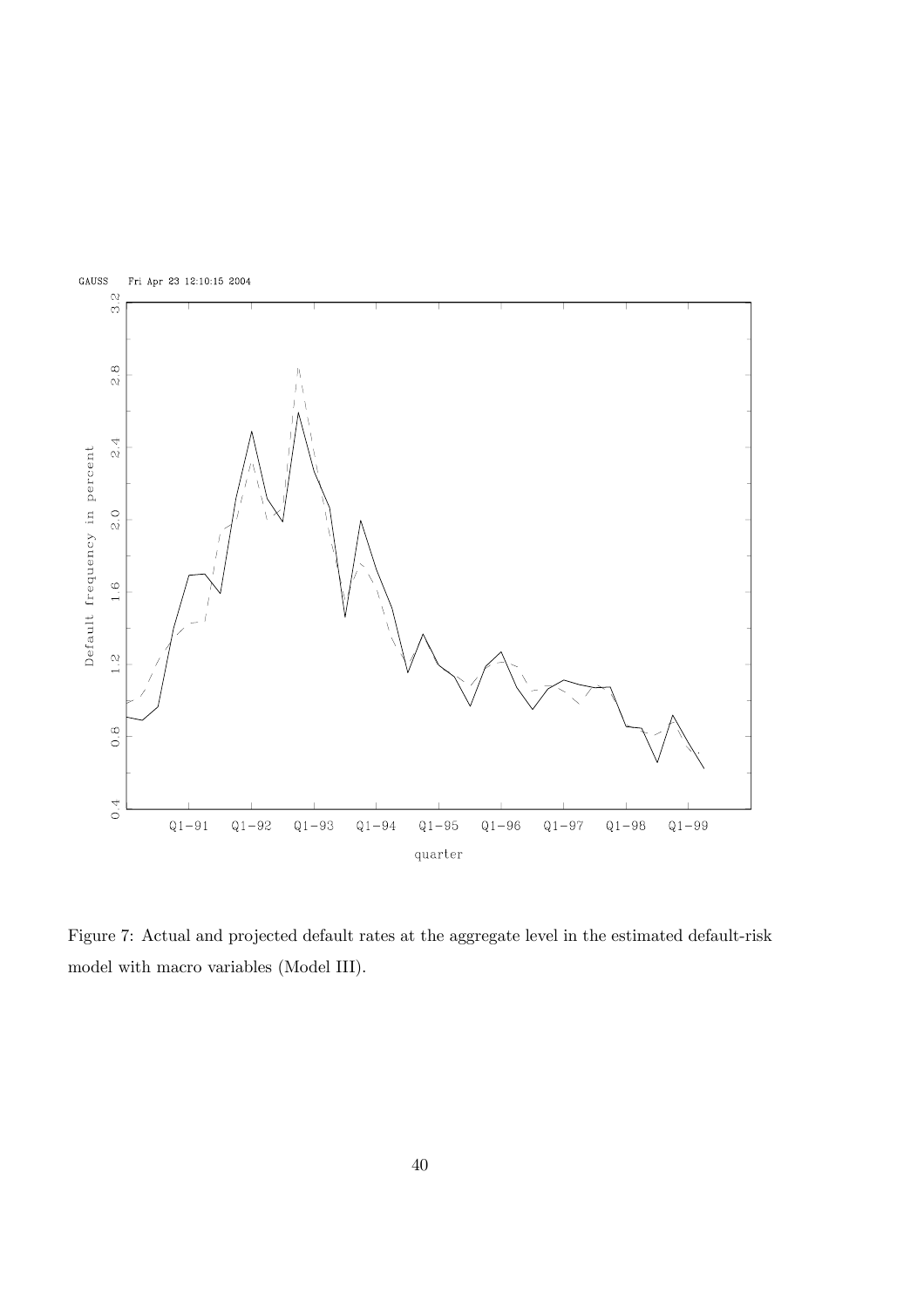Figure 7: Actual and projected default rates at the aggregate level in the estimated default-risk model with macro variables (Model III).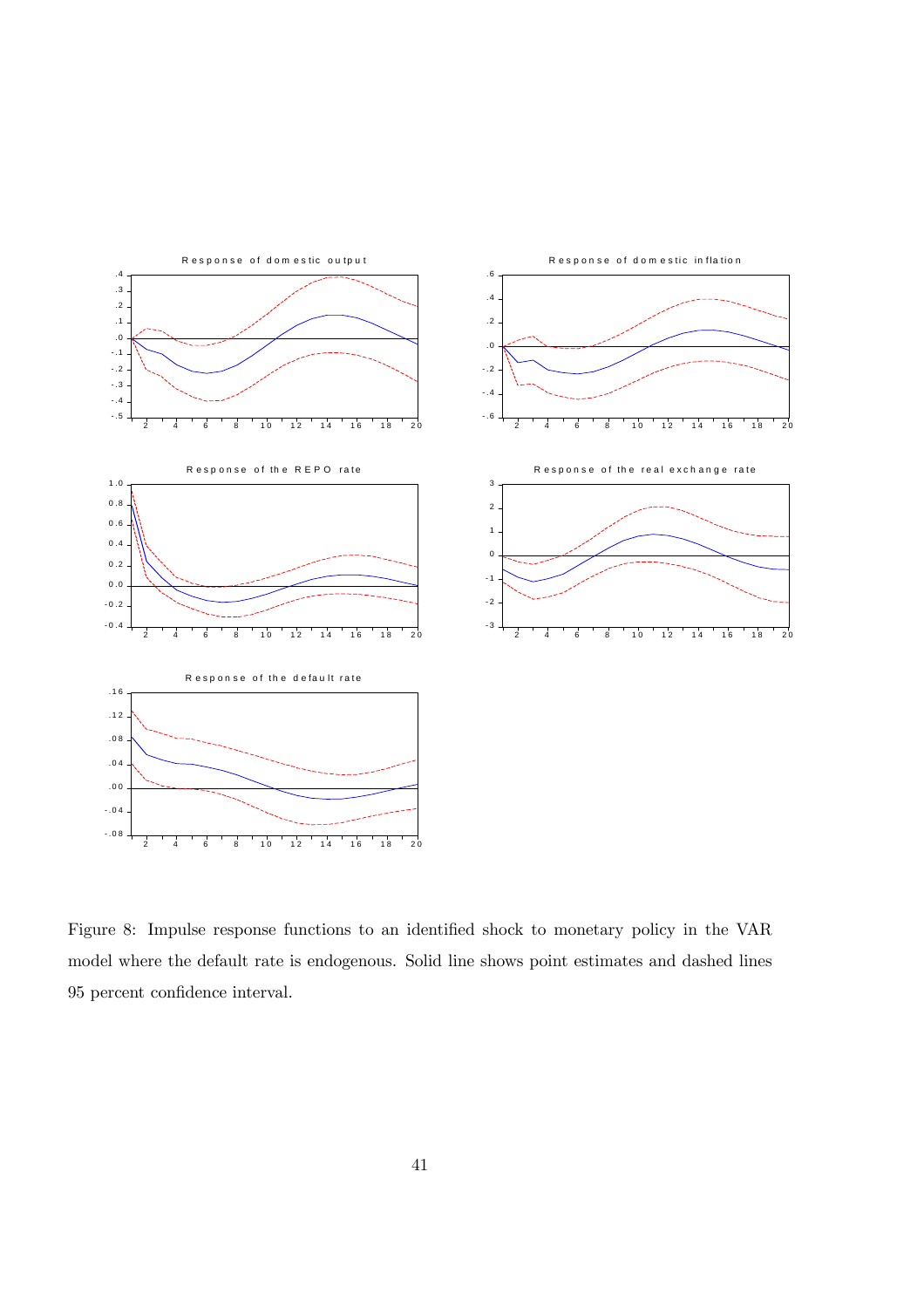Figure 8: Impulse response functions to an identified shock to monetary policy in the VAR model where the default rate is endogenous. Solid line shows point estimates and dashed lines 95 percent confidence interval.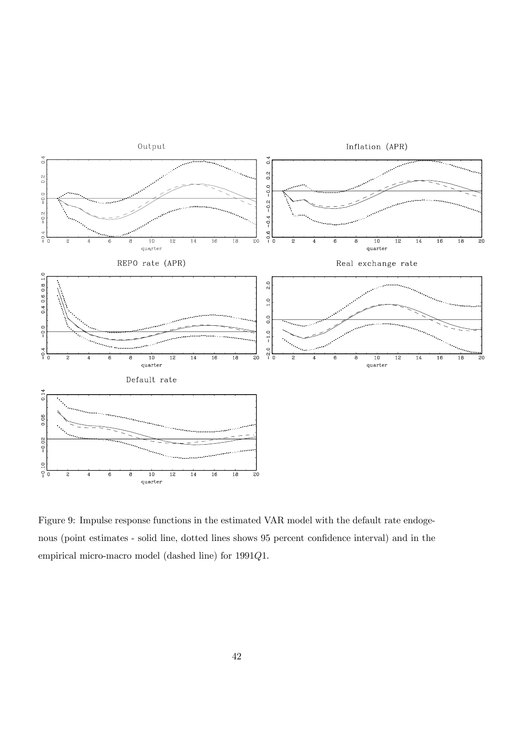Figure 9: Impulse response functions in the estimated VAR model with the default rate endogenous (point estimates - solid line, dotted lines shows 95 percent confidence interval) and in the empirical micro-macro model (dashed line) for 1991$Q1$.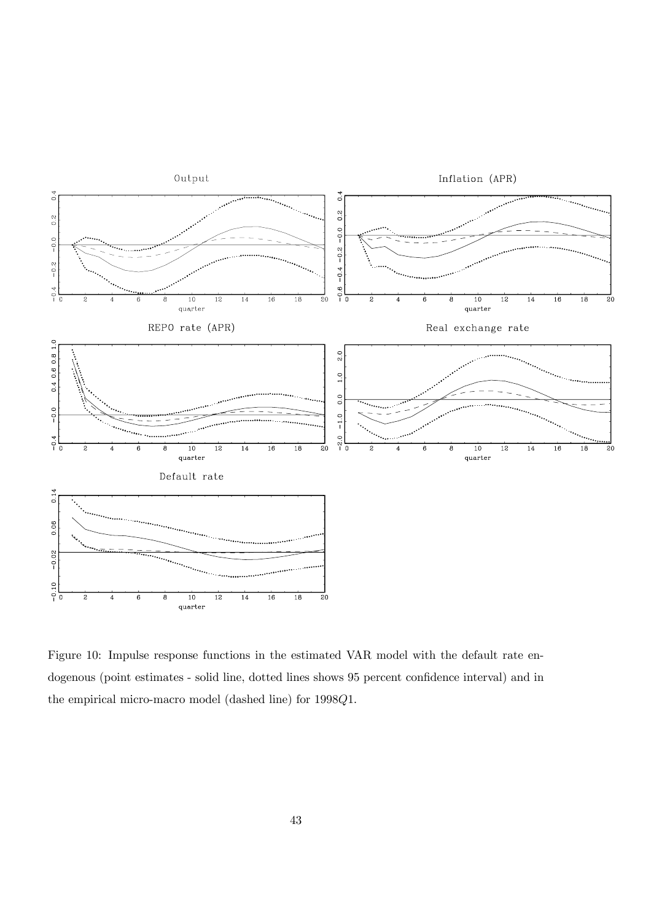Figure 10: Impulse response functions in the estimated VAR model with the default rate endogenous (point estimates - solid line, dotted lines shows 95 percent confidence interval) and in the empirical micro-macro model (dashed line) for 1998$Q1$.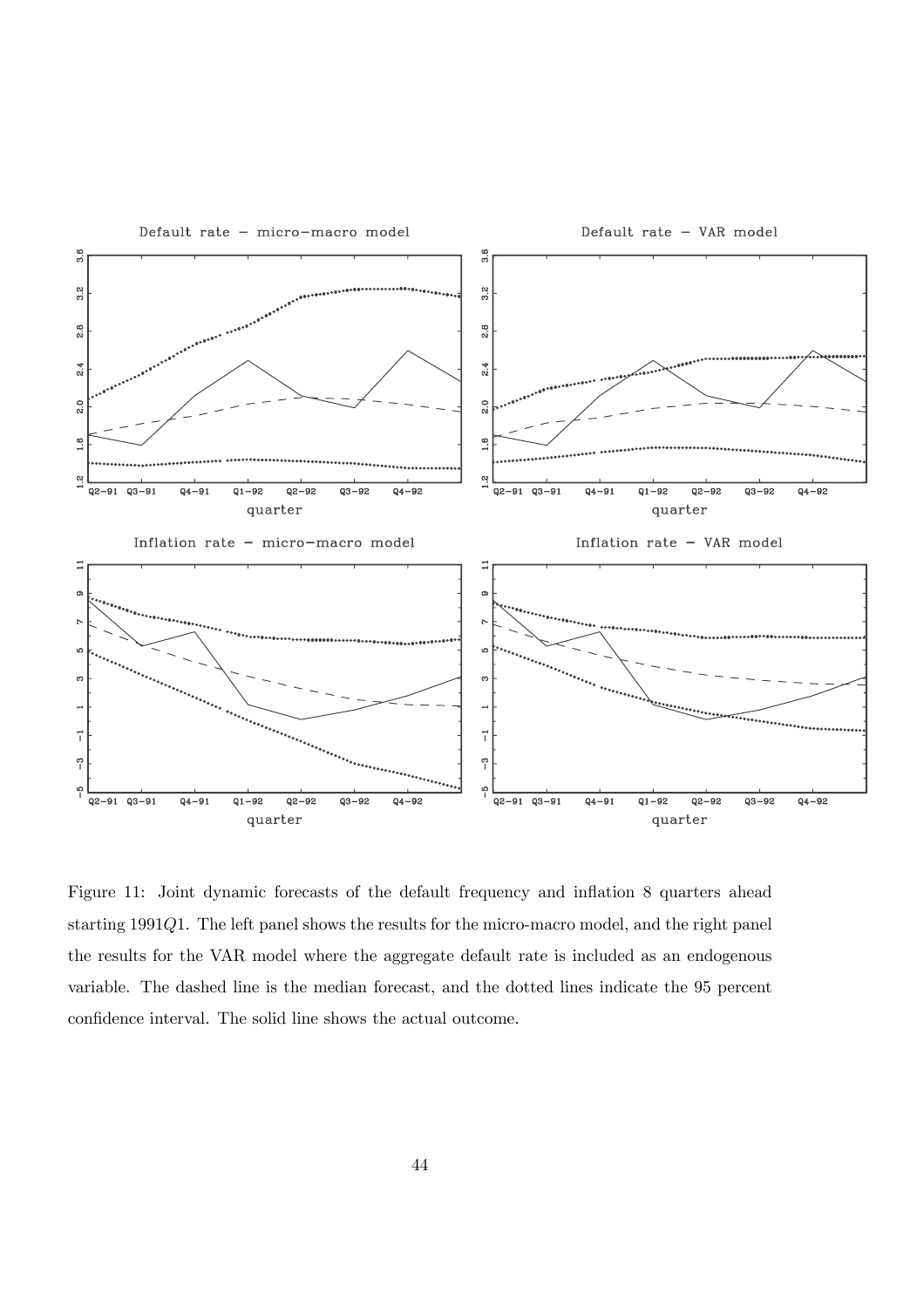Figure 11: Joint dynamic forecasts of the default frequency and inflation 8 quarters ahead starting 1991$Q1$. The left panel shows the results for the micro-macro model, and the right panel the results for the VAR model where the aggregate default rate is included as an endogenous variable. The dashed line is the median forecast, and the dotted lines indicate the 95 percent confidence interval. The solid line shows the actual outcome.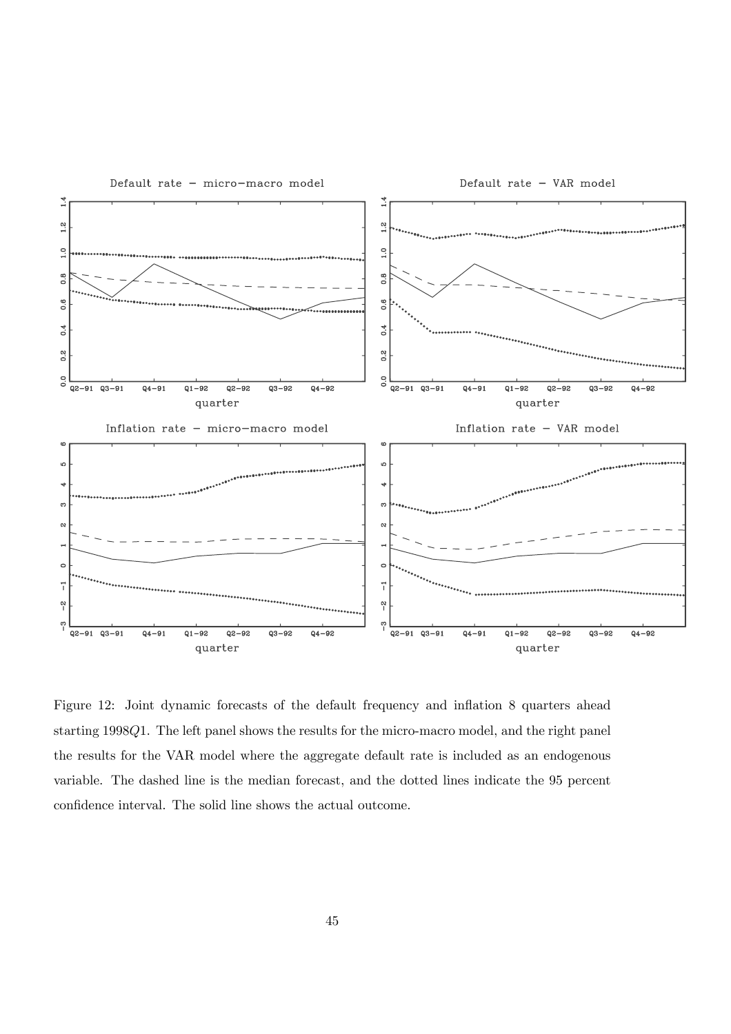Default rate – micro–macro model

1.4
1.2
1.0
0.8
0.6
0.4
0.2
0.0

Q2–91 Q3–91 Q4–91 Q1–92 Q2–92 Q3–92 Q4–92

quarter

Default rate – VAR model

1.4
1.2
1.0
0.8
0.6
0.4
0.2
0.0

Q2–91 Q3–91 Q4–91 Q1–92 Q2–92 Q3–92 Q4–92

quarter

Inflation rate – micro–macro model

6
5
4
3
2
1
0
–1
–2
–3

Q2–91 Q3–91 Q4–91 Q1–92 Q2–92 Q3–92 Q4–92

quarter

Inflation rate – VAR model

6
5
4
3
2
1
0
–1
–2
–3

Q2–91 Q3–91 Q4–91 Q1–92 Q2–92 Q3–92 Q4–92

quarter

Figure 12: Joint dynamic forecasts of the default frequency and inflation 8 quarters ahead starting 1998$Q$1. The left panel shows the results for the micro-macro model, and the right panel the results for the VAR model where the aggregate default rate is included as an endogenous variable. The dashed line is the median forecast, and the dotted lines indicate the 95 percent confidence interval. The solid line shows the actual outcome.